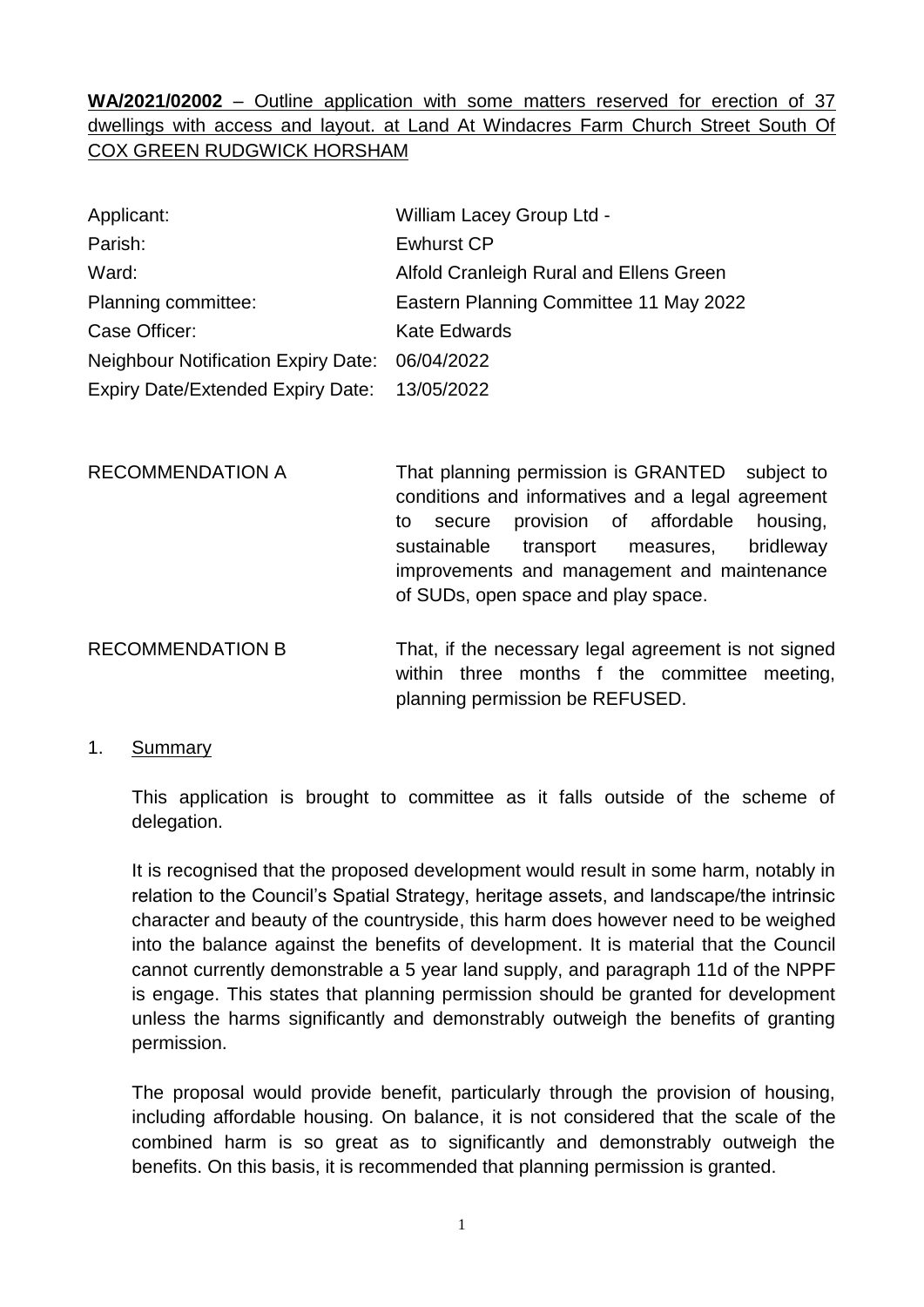**WA/2021/02002** – Outline application with some matters reserved for erection of 37 dwellings with access and layout. at Land At Windacres Farm Church Street South Of COX GREEN RUDGWICK HORSHAM

| | |
|---|---|
| Applicant: | William Lacey Group Ltd - |
| Parish: | Ewhurst CP |
| Ward: | Alfold Cranleigh Rural and Ellens Green |
| Planning committee: | Eastern Planning Committee 11 May 2022 |
| Case Officer: | Kate Edwards |
| Neighbour Notification Expiry Date: | 06/04/2022 |
| Expiry Date/Extended Expiry Date: | 13/05/2022 |

| | |
|---|---|
| RECOMMENDATION A | That planning permission is GRANTED subject to conditions and informatives and a legal agreement to secure provision of affordable housing, sustainable transport measures, bridleway improvements and management and maintenance of SUDs, open space and play space. |
| RECOMMENDATION B | That, if the necessary legal agreement is not signed within three months f the committee meeting, planning permission be REFUSED. |

1. Summary

This application is brought to committee as it falls outside of the scheme of delegation.

It is recognised that the proposed development would result in some harm, notably in relation to the Council's Spatial Strategy, heritage assets, and landscape/the intrinsic character and beauty of the countryside, this harm does however need to be weighed into the balance against the benefits of development. It is material that the Council cannot currently demonstrable a 5 year land supply, and paragraph 11d of the NPPF is engage. This states that planning permission should be granted for development unless the harms significantly and demonstrably outweigh the benefits of granting permission.

The proposal would provide benefit, particularly through the provision of housing, including affordable housing. On balance, it is not considered that the scale of the combined harm is so great as to significantly and demonstrably outweigh the benefits. On this basis, it is recommended that planning permission is granted.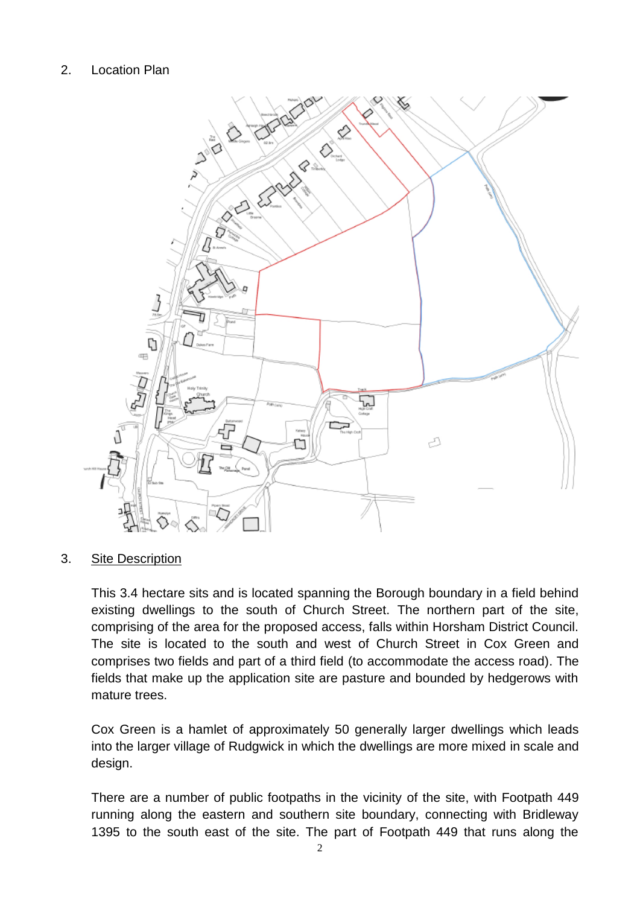2. Location Plan

3. Site Description

This 3.4 hectare sits and is located spanning the Borough boundary in a field behind existing dwellings to the south of Church Street. The northern part of the site, comprising of the area for the proposed access, falls within Horsham District Council. The site is located to the south and west of Church Street in Cox Green and comprises two fields and part of a third field (to accommodate the access road). The fields that make up the application site are pasture and bounded by hedgerows with mature trees.

Cox Green is a hamlet of approximately 50 generally larger dwellings which leads into the larger village of Rudgwick in which the dwellings are more mixed in scale and design.

There are a number of public footpaths in the vicinity of the site, with Footpath 449 running along the eastern and southern site boundary, connecting with Bridleway 1395 to the south east of the site. The part of Footpath 449 that runs along the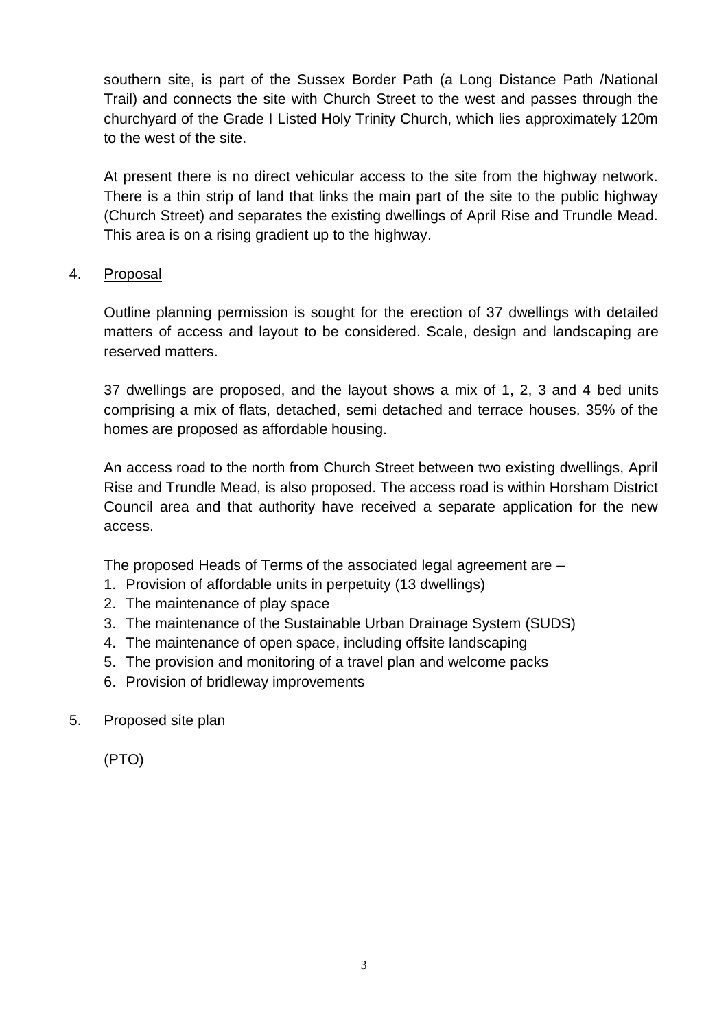southern site, is part of the Sussex Border Path (a Long Distance Path /National Trail) and connects the site with Church Street to the west and passes through the churchyard of the Grade I Listed Holy Trinity Church, which lies approximately 120m to the west of the site.

At present there is no direct vehicular access to the site from the highway network. There is a thin strip of land that links the main part of the site to the public highway (Church Street) and separates the existing dwellings of April Rise and Trundle Mead. This area is on a rising gradient up to the highway.

4. Proposal

Outline planning permission is sought for the erection of 37 dwellings with detailed matters of access and layout to be considered. Scale, design and landscaping are reserved matters.

37 dwellings are proposed, and the layout shows a mix of 1, 2, 3 and 4 bed units comprising a mix of flats, detached, semi detached and terrace houses. 35% of the homes are proposed as affordable housing.

An access road to the north from Church Street between two existing dwellings, April Rise and Trundle Mead, is also proposed. The access road is within Horsham District Council area and that authority have received a separate application for the new access.

The proposed Heads of Terms of the associated legal agreement are –

1. Provision of affordable units in perpetuity (13 dwellings)
2. The maintenance of play space
3. The maintenance of the Sustainable Urban Drainage System (SUDS)
4. The maintenance of open space, including offsite landscaping
5. The provision and monitoring of a travel plan and welcome packs
6. Provision of bridleway improvements

5. Proposed site plan

(PTO)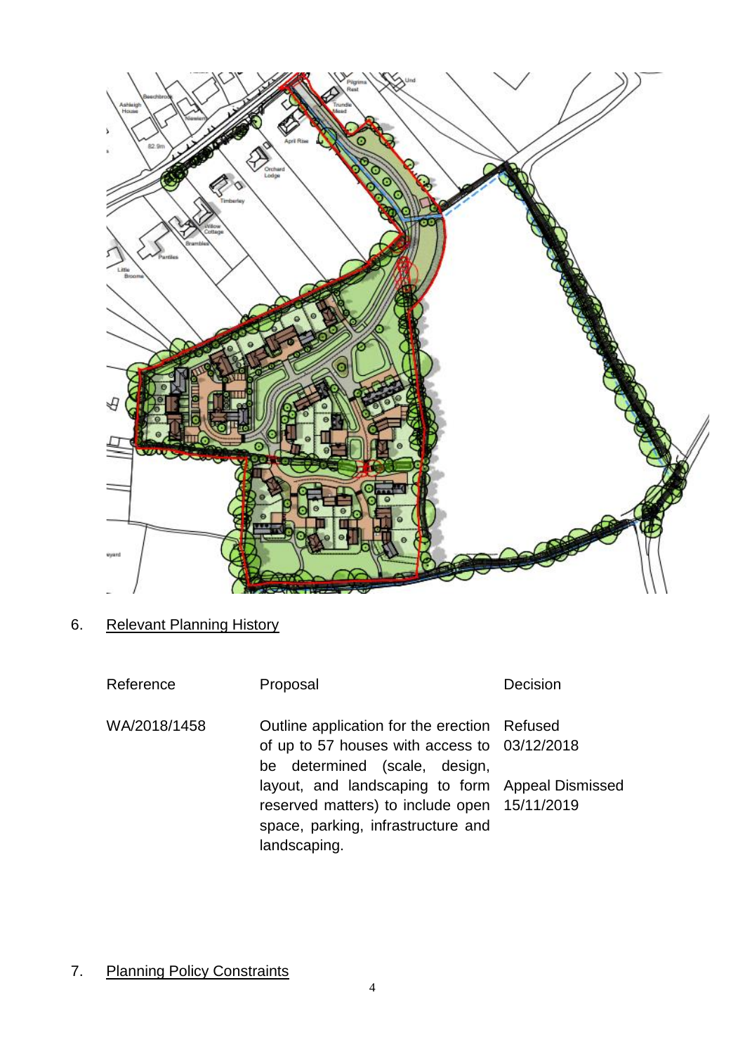6. Relevant Planning History

| Reference | Proposal | Decision |
| --- | --- | --- |
| WA/2018/1458 | Outline application for the erection of up to 57 houses with access to be determined (scale, design, layout, and landscaping to form reserved matters) to include open space, parking, infrastructure and landscaping. | Refused 03/12/2018<br><br>Appeal Dismissed 15/11/2019 |

7. Planning Policy Constraints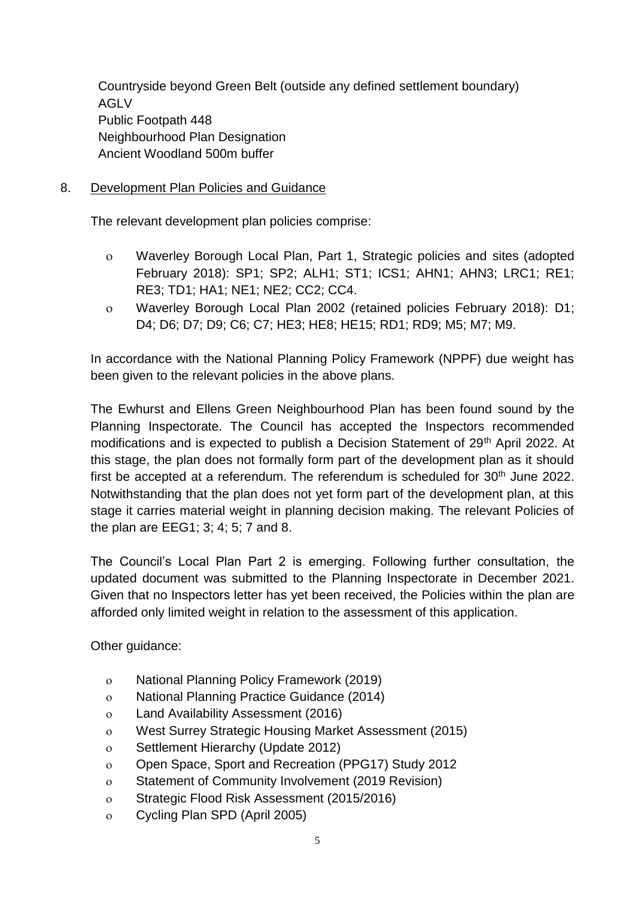Countryside beyond Green Belt (outside any defined settlement boundary)
AGLV
Public Footpath 448
Neighbourhood Plan Designation
Ancient Woodland 500m buffer

8. Development Plan Policies and Guidance

The relevant development plan policies comprise:

- Waverley Borough Local Plan, Part 1, Strategic policies and sites (adopted February 2018): SP1; SP2; ALH1; ST1; ICS1; AHN1; AHN3; LRC1; RE1; RE3; TD1; HA1; NE1; NE2; CC2; CC4.
- Waverley Borough Local Plan 2002 (retained policies February 2018): D1; D4; D6; D7; D9; C6; C7; HE3; HE8; HE15; RD1; RD9; M5; M7; M9.

In accordance with the National Planning Policy Framework (NPPF) due weight has been given to the relevant policies in the above plans.

The Ewhurst and Ellens Green Neighbourhood Plan has been found sound by the Planning Inspectorate. The Council has accepted the Inspectors recommended modifications and is expected to publish a Decision Statement of 29th April 2022. At this stage, the plan does not formally form part of the development plan as it should first be accepted at a referendum. The referendum is scheduled for 30th June 2022. Notwithstanding that the plan does not yet form part of the development plan, at this stage it carries material weight in planning decision making. The relevant Policies of the plan are EEG1; 3; 4; 5; 7 and 8.

The Council's Local Plan Part 2 is emerging. Following further consultation, the updated document was submitted to the Planning Inspectorate in December 2021. Given that no Inspectors letter has yet been received, the Policies within the plan are afforded only limited weight in relation to the assessment of this application.

Other guidance:

- National Planning Policy Framework (2019)
- National Planning Practice Guidance (2014)
- Land Availability Assessment (2016)
- West Surrey Strategic Housing Market Assessment (2015)
- Settlement Hierarchy (Update 2012)
- Open Space, Sport and Recreation (PPG17) Study 2012
- Statement of Community Involvement (2019 Revision)
- Strategic Flood Risk Assessment (2015/2016)
- Cycling Plan SPD (April 2005)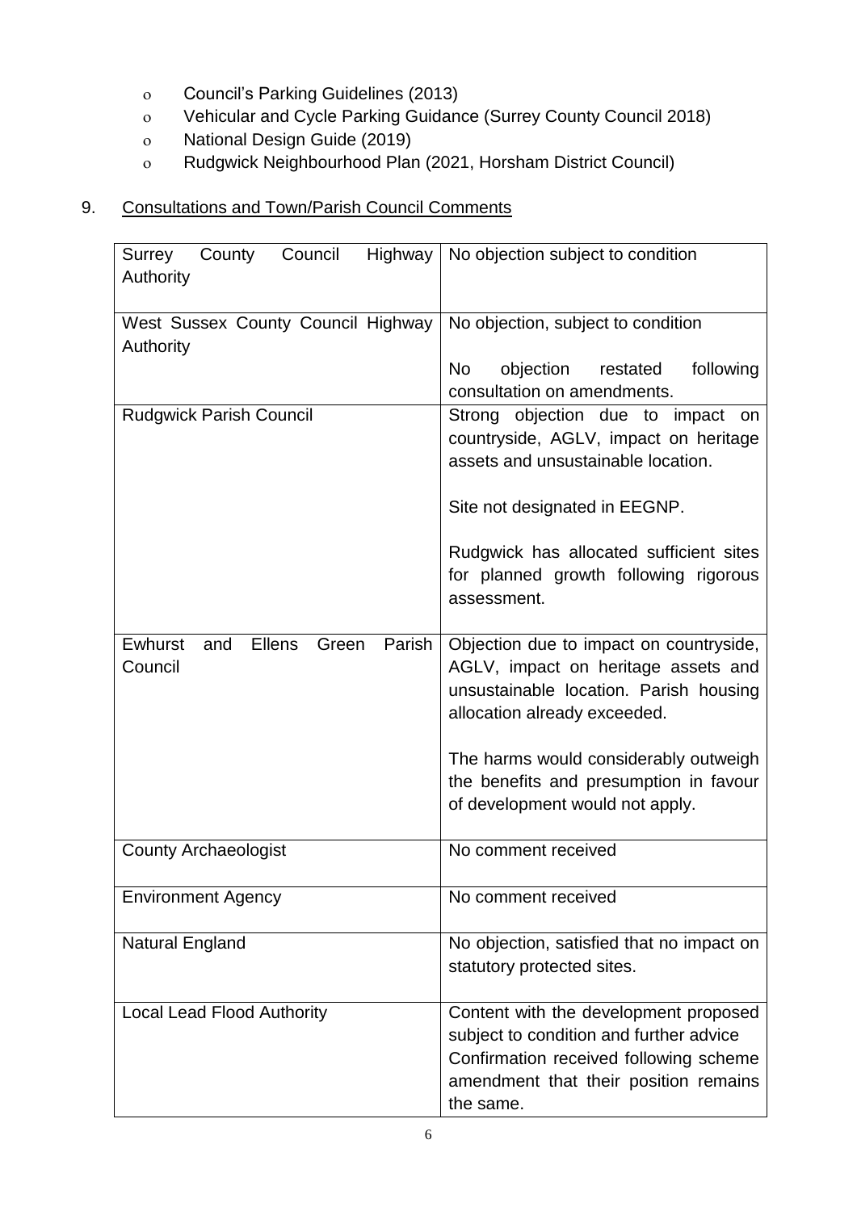- Council's Parking Guidelines (2013)
- Vehicular and Cycle Parking Guidance (Surrey County Council 2018)
- National Design Guide (2019)
- Rudgwick Neighbourhood Plan (2021, Horsham District Council)

9. Consultations and Town/Parish Council Comments

| | |
|---|---|
| Surrey County Council Highway Authority | No objection subject to condition |
| West Sussex County Council Highway Authority | No objection, subject to condition<br><br>No objection restated following consultation on amendments. |
| Rudgwick Parish Council | Strong objection due to impact on countryside, AGLV, impact on heritage assets and unsustainable location.<br><br>Site not designated in EEGNP.<br><br>Rudgwick has allocated sufficient sites for planned growth following rigorous assessment. |
| Ewhurst and Ellens Green Parish Council | Objection due to impact on countryside, AGLV, impact on heritage assets and unsustainable location. Parish housing allocation already exceeded.<br><br>The harms would considerably outweigh the benefits and presumption in favour of development would not apply. |
| County Archaeologist | No comment received |
| Environment Agency | No comment received |
| Natural England | No objection, satisfied that no impact on statutory protected sites. |
| Local Lead Flood Authority | Content with the development proposed subject to condition and further advice Confirmation received following scheme amendment that their position remains the same. |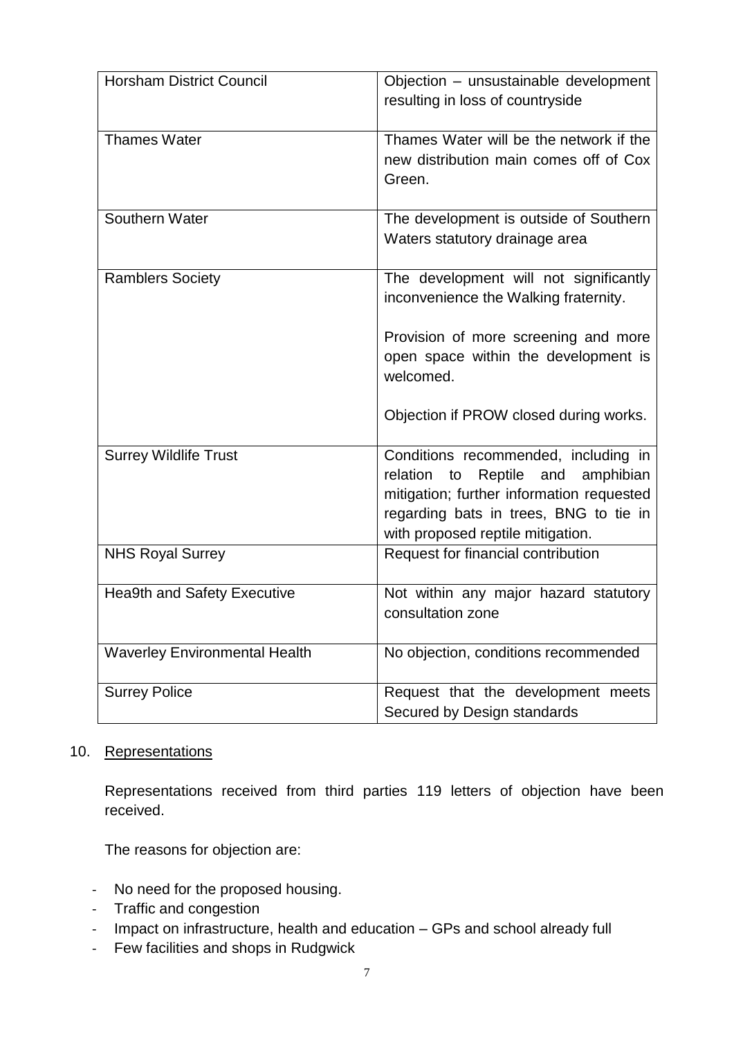| Horsham District Council | Objection – unsustainable development resulting in loss of countryside |
|---|---|
| Thames Water | Thames Water will be the network if the new distribution main comes off of Cox Green. |
| Southern Water | The development is outside of Southern Waters statutory drainage area |
| Ramblers Society | The development will not significantly inconvenience the Walking fraternity.<br><br>Provision of more screening and more open space within the development is welcomed.<br><br>Objection if PROW closed during works. |
| Surrey Wildlife Trust | Conditions recommended, including in relation to Reptile and amphibian mitigation; further information requested regarding bats in trees, BNG to tie in with proposed reptile mitigation. |
| NHS Royal Surrey | Request for financial contribution |
| Hea9th and Safety Executive | Not within any major hazard statutory consultation zone |
| Waverley Environmental Health | No objection, conditions recommended |
| Surrey Police | Request that the development meets Secured by Design standards |

10. Representations

Representations received from third parties 119 letters of objection have been received.

The reasons for objection are:

- No need for the proposed housing.
- Traffic and congestion
- Impact on infrastructure, health and education – GPs and school already full
- Few facilities and shops in Rudgwick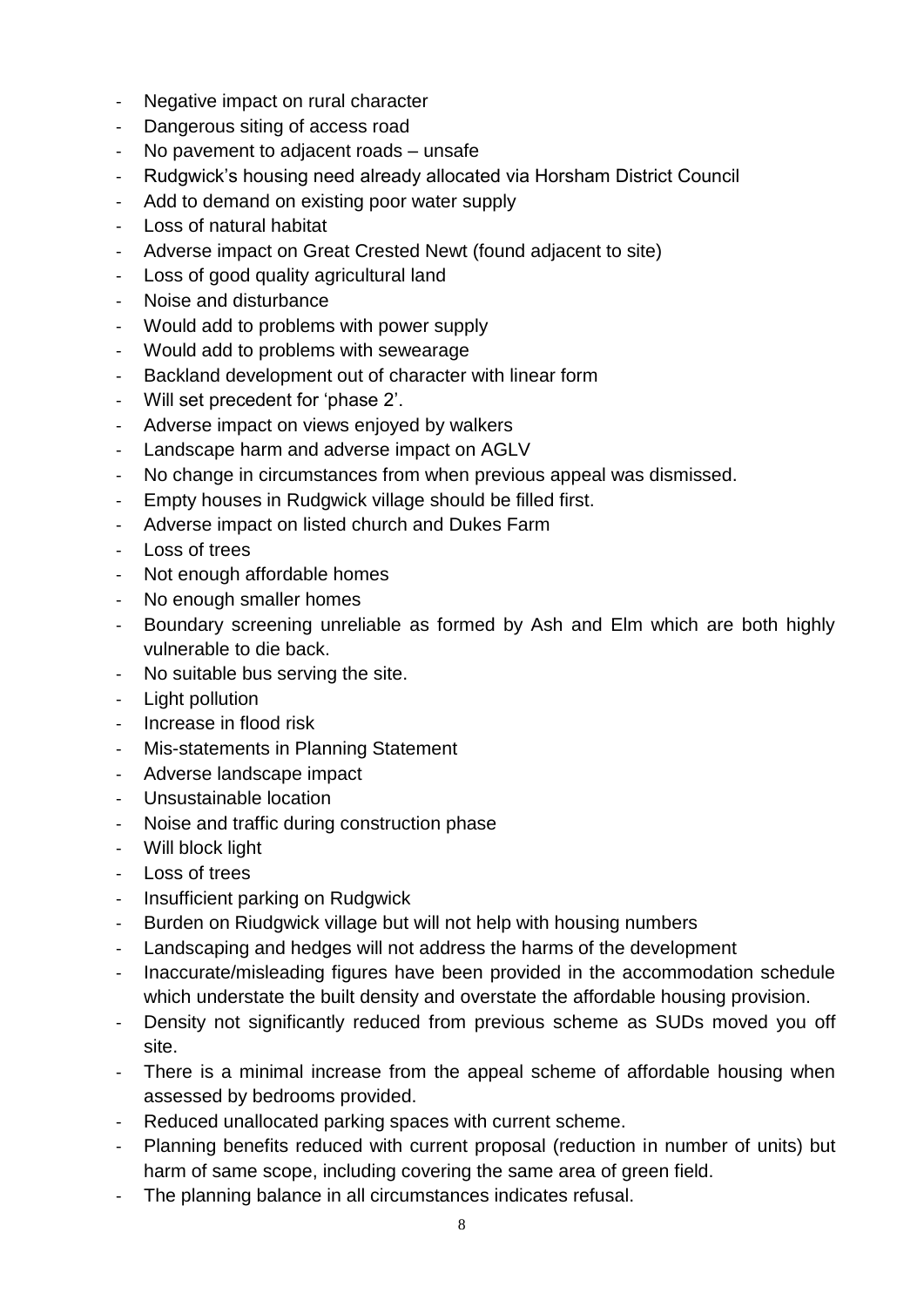- Negative impact on rural character
- Dangerous siting of access road
- No pavement to adjacent roads – unsafe
- Rudgwick's housing need already allocated via Horsham District Council
- Add to demand on existing poor water supply
- Loss of natural habitat
- Adverse impact on Great Crested Newt (found adjacent to site)
- Loss of good quality agricultural land
- Noise and disturbance
- Would add to problems with power supply
- Would add to problems with sewearage
- Backland development out of character with linear form
- Will set precedent for 'phase 2'.
- Adverse impact on views enjoyed by walkers
- Landscape harm and adverse impact on AGLV
- No change in circumstances from when previous appeal was dismissed.
- Empty houses in Rudgwick village should be filled first.
- Adverse impact on listed church and Dukes Farm
- Loss of trees
- Not enough affordable homes
- No enough smaller homes
- Boundary screening unreliable as formed by Ash and Elm which are both highly vulnerable to die back.
- No suitable bus serving the site.
- Light pollution
- Increase in flood risk
- Mis-statements in Planning Statement
- Adverse landscape impact
- Unsustainable location
- Noise and traffic during construction phase
- Will block light
- Loss of trees
- Insufficient parking on Rudgwick
- Burden on Riudgwick village but will not help with housing numbers
- Landscaping and hedges will not address the harms of the development
- Inaccurate/misleading figures have been provided in the accommodation schedule which understate the built density and overstate the affordable housing provision.
- Density not significantly reduced from previous scheme as SUDs moved you off site.
- There is a minimal increase from the appeal scheme of affordable housing when assessed by bedrooms provided.
- Reduced unallocated parking spaces with current scheme.
- Planning benefits reduced with current proposal (reduction in number of units) but harm of same scope, including covering the same area of green field.
- The planning balance in all circumstances indicates refusal.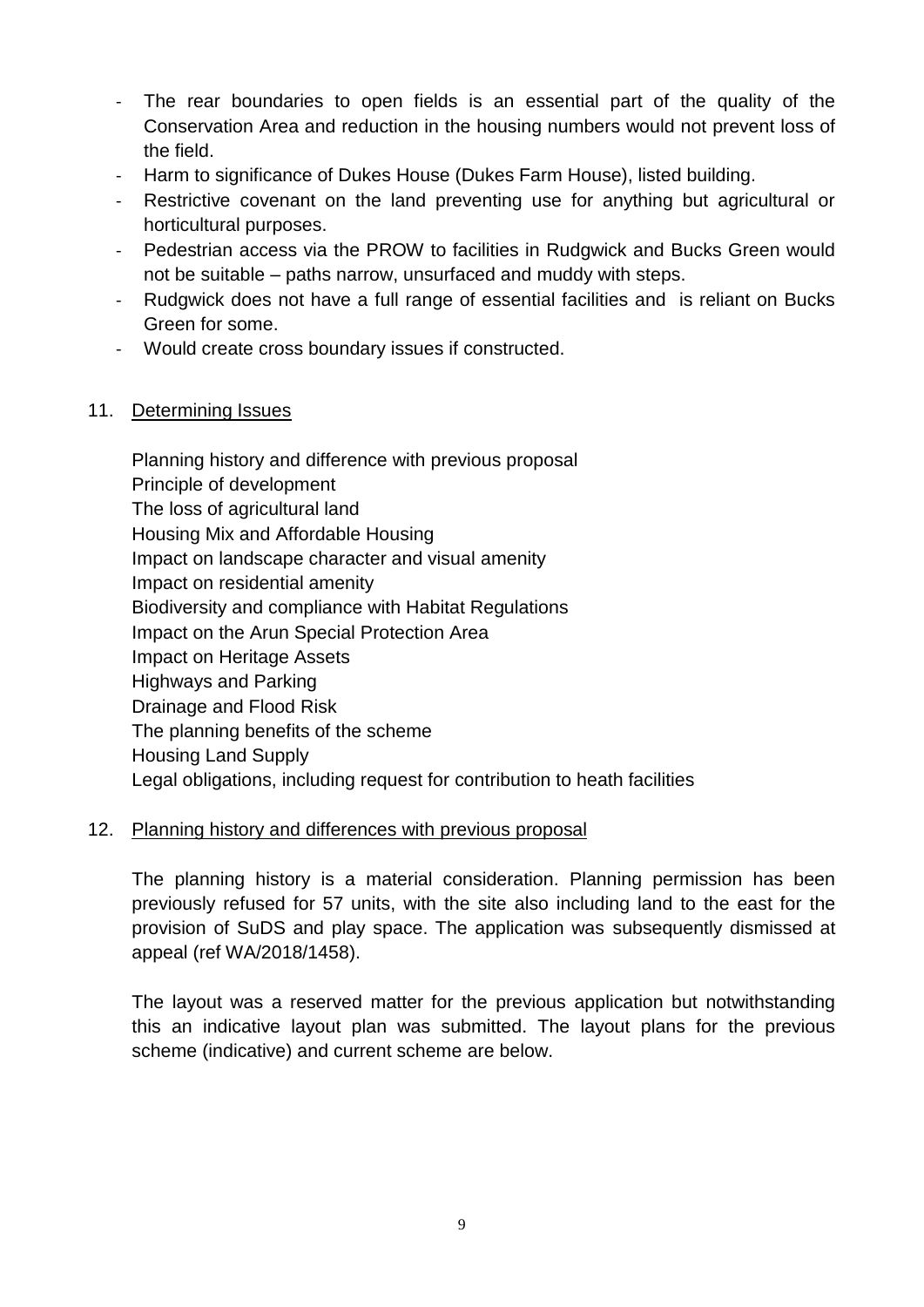- The rear boundaries to open fields is an essential part of the quality of the Conservation Area and reduction in the housing numbers would not prevent loss of the field.
- Harm to significance of Dukes House (Dukes Farm House), listed building.
- Restrictive covenant on the land preventing use for anything but agricultural or horticultural purposes.
- Pedestrian access via the PROW to facilities in Rudgwick and Bucks Green would not be suitable – paths narrow, unsurfaced and muddy with steps.
- Rudgwick does not have a full range of essential facilities and is reliant on Bucks Green for some.
- Would create cross boundary issues if constructed.

## 11. Determining Issues

Planning history and difference with previous proposal
Principle of development
The loss of agricultural land
Housing Mix and Affordable Housing
Impact on landscape character and visual amenity
Impact on residential amenity
Biodiversity and compliance with Habitat Regulations
Impact on the Arun Special Protection Area
Impact on Heritage Assets
Highways and Parking
Drainage and Flood Risk
The planning benefits of the scheme
Housing Land Supply
Legal obligations, including request for contribution to heath facilities

## 12. Planning history and differences with previous proposal

The planning history is a material consideration. Planning permission has been previously refused for 57 units, with the site also including land to the east for the provision of SuDS and play space. The application was subsequently dismissed at appeal (ref WA/2018/1458).

The layout was a reserved matter for the previous application but notwithstanding this an indicative layout plan was submitted. The layout plans for the previous scheme (indicative) and current scheme are below.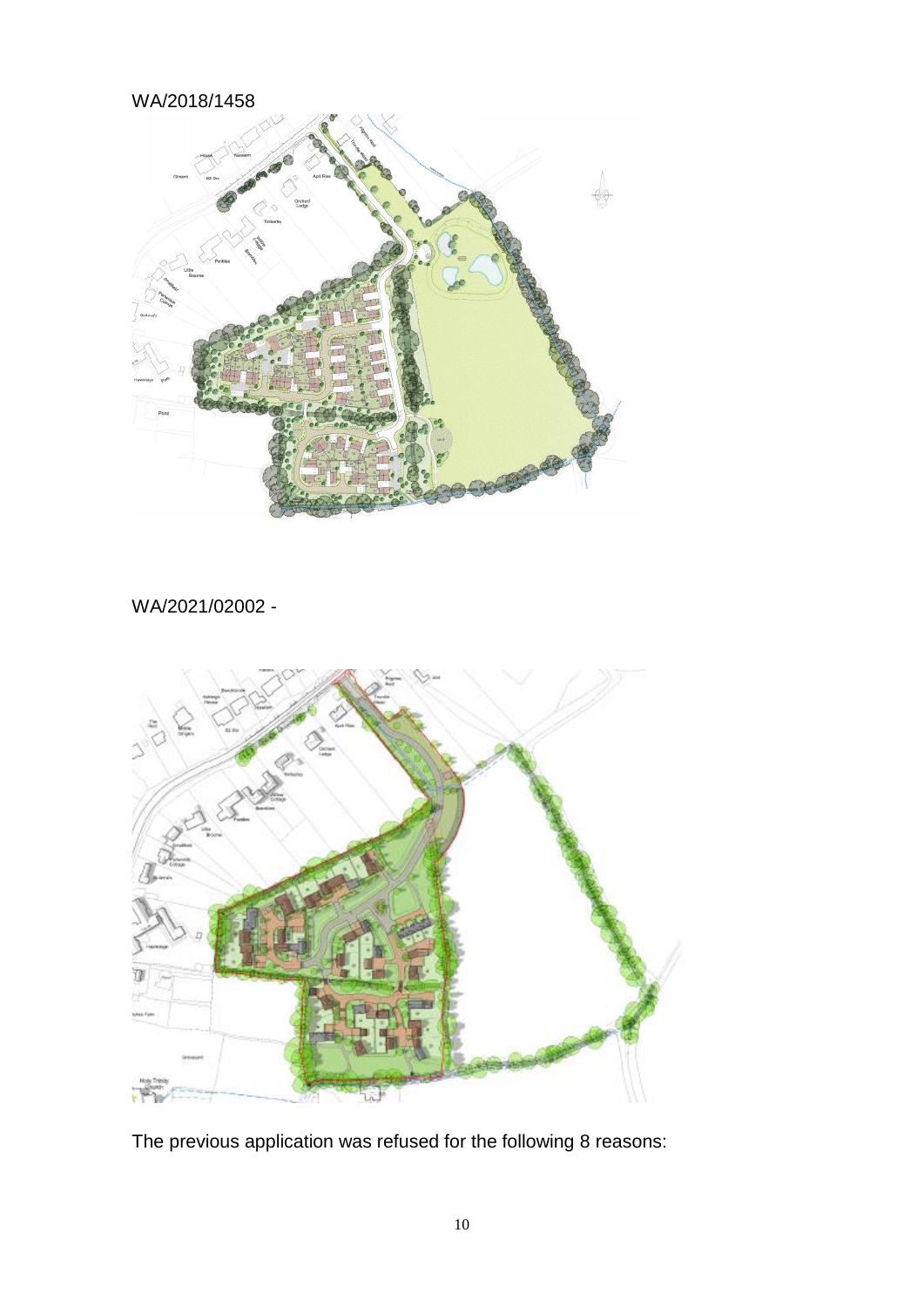WA/2018/1458

WA/2021/02002 -

The previous application was refused for the following 8 reasons: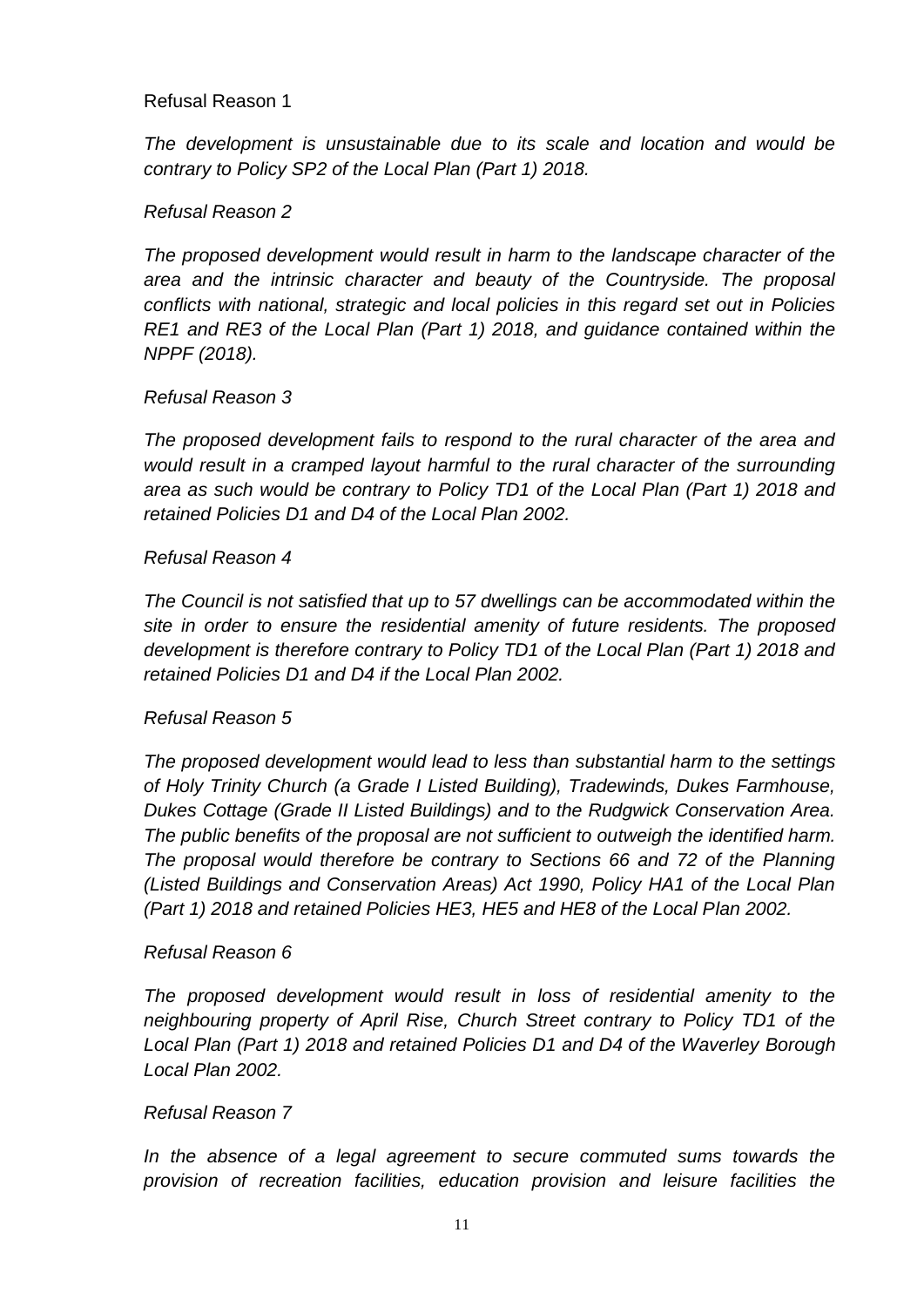Refusal Reason 1

*The development is unsustainable due to its scale and location and would be contrary to Policy SP2 of the Local Plan (Part 1) 2018.*

*Refusal Reason 2*

*The proposed development would result in harm to the landscape character of the area and the intrinsic character and beauty of the Countryside. The proposal conflicts with national, strategic and local policies in this regard set out in Policies RE1 and RE3 of the Local Plan (Part 1) 2018, and guidance contained within the NPPF (2018).*

*Refusal Reason 3*

*The proposed development fails to respond to the rural character of the area and would result in a cramped layout harmful to the rural character of the surrounding area as such would be contrary to Policy TD1 of the Local Plan (Part 1) 2018 and retained Policies D1 and D4 of the Local Plan 2002.*

*Refusal Reason 4*

*The Council is not satisfied that up to 57 dwellings can be accommodated within the site in order to ensure the residential amenity of future residents. The proposed development is therefore contrary to Policy TD1 of the Local Plan (Part 1) 2018 and retained Policies D1 and D4 if the Local Plan 2002.*

*Refusal Reason 5*

*The proposed development would lead to less than substantial harm to the settings of Holy Trinity Church (a Grade I Listed Building), Tradewinds, Dukes Farmhouse, Dukes Cottage (Grade II Listed Buildings) and to the Rudgwick Conservation Area. The public benefits of the proposal are not sufficient to outweigh the identified harm. The proposal would therefore be contrary to Sections 66 and 72 of the Planning (Listed Buildings and Conservation Areas) Act 1990, Policy HA1 of the Local Plan (Part 1) 2018 and retained Policies HE3, HE5 and HE8 of the Local Plan 2002.*

*Refusal Reason 6*

*The proposed development would result in loss of residential amenity to the neighbouring property of April Rise, Church Street contrary to Policy TD1 of the Local Plan (Part 1) 2018 and retained Policies D1 and D4 of the Waverley Borough Local Plan 2002.*

*Refusal Reason 7*

*In the absence of a legal agreement to secure commuted sums towards the provision of recreation facilities, education provision and leisure facilities the*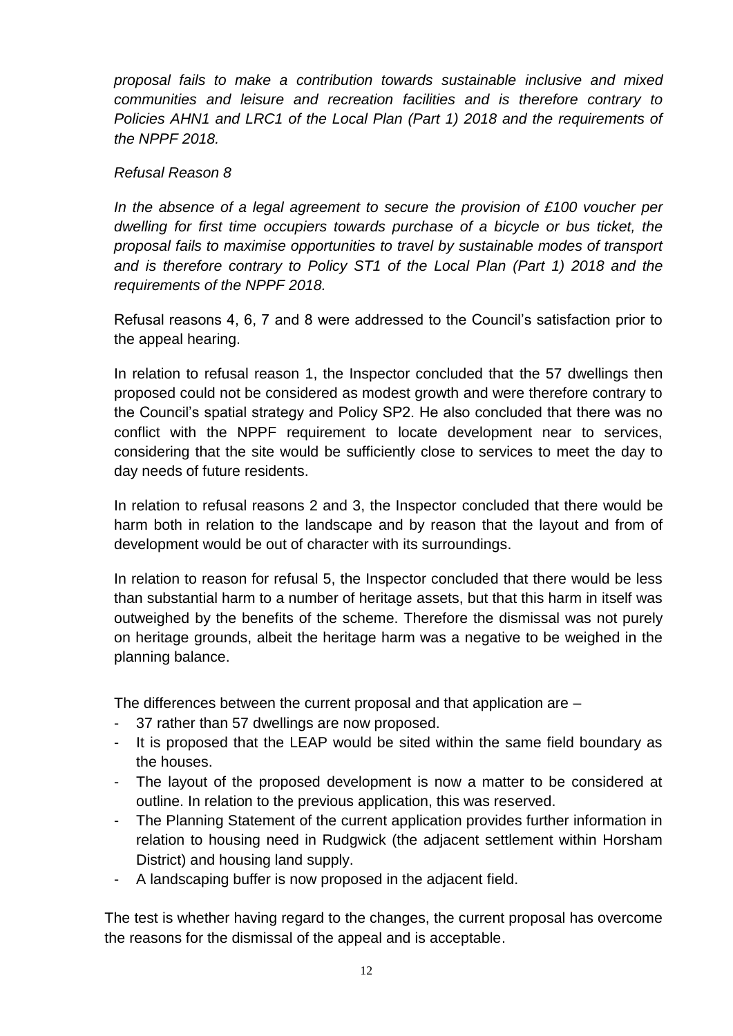*proposal fails to make a contribution towards sustainable inclusive and mixed communities and leisure and recreation facilities and is therefore contrary to Policies AHN1 and LRC1 of the Local Plan (Part 1) 2018 and the requirements of the NPPF 2018.*

*Refusal Reason 8*

*In the absence of a legal agreement to secure the provision of £100 voucher per dwelling for first time occupiers towards purchase of a bicycle or bus ticket, the proposal fails to maximise opportunities to travel by sustainable modes of transport and is therefore contrary to Policy ST1 of the Local Plan (Part 1) 2018 and the requirements of the NPPF 2018.*

Refusal reasons 4, 6, 7 and 8 were addressed to the Council's satisfaction prior to the appeal hearing.

In relation to refusal reason 1, the Inspector concluded that the 57 dwellings then proposed could not be considered as modest growth and were therefore contrary to the Council's spatial strategy and Policy SP2. He also concluded that there was no conflict with the NPPF requirement to locate development near to services, considering that the site would be sufficiently close to services to meet the day to day needs of future residents.

In relation to refusal reasons 2 and 3, the Inspector concluded that there would be harm both in relation to the landscape and by reason that the layout and from of development would be out of character with its surroundings.

In relation to reason for refusal 5, the Inspector concluded that there would be less than substantial harm to a number of heritage assets, but that this harm in itself was outweighed by the benefits of the scheme. Therefore the dismissal was not purely on heritage grounds, albeit the heritage harm was a negative to be weighed in the planning balance.

The differences between the current proposal and that application are –

- 37 rather than 57 dwellings are now proposed.
- It is proposed that the LEAP would be sited within the same field boundary as the houses.
- The layout of the proposed development is now a matter to be considered at outline. In relation to the previous application, this was reserved.
- The Planning Statement of the current application provides further information in relation to housing need in Rudgwick (the adjacent settlement within Horsham District) and housing land supply.
- A landscaping buffer is now proposed in the adjacent field.

The test is whether having regard to the changes, the current proposal has overcome the reasons for the dismissal of the appeal and is acceptable.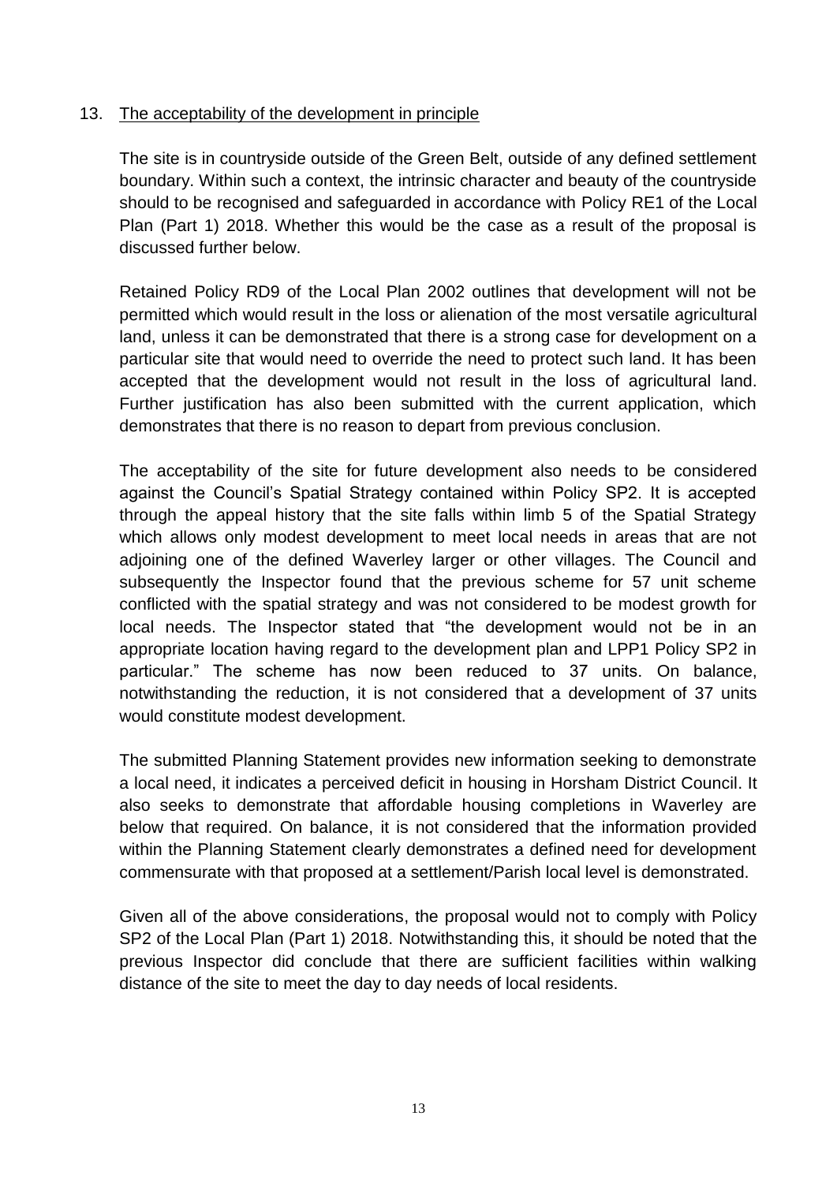## 13. The acceptability of the development in principle

The site is in countryside outside of the Green Belt, outside of any defined settlement boundary. Within such a context, the intrinsic character and beauty of the countryside should be recognised and safeguarded in accordance with Policy RE1 of the Local Plan (Part 1) 2018. Whether this would be the case as a result of the proposal is discussed further below.

Retained Policy RD9 of the Local Plan 2002 outlines that development will not be permitted which would result in the loss or alienation of the most versatile agricultural land, unless it can be demonstrated that there is a strong case for development on a particular site that would need to override the need to protect such land. It has been accepted that the development would not result in the loss of agricultural land. Further justification has also been submitted with the current application, which demonstrates that there is no reason to depart from previous conclusion.

The acceptability of the site for future development also needs to be considered against the Council's Spatial Strategy contained within Policy SP2. It is accepted through the appeal history that the site falls within limb 5 of the Spatial Strategy which allows only modest development to meet local needs in areas that are not adjoining one of the defined Waverley larger or other villages. The Council and subsequently the Inspector found that the previous scheme for 57 unit scheme conflicted with the spatial strategy and was not considered to be modest growth for local needs. The Inspector stated that "the development would not be in an appropriate location having regard to the development plan and LPP1 Policy SP2 in particular." The scheme has now been reduced to 37 units. On balance, notwithstanding the reduction, it is not considered that a development of 37 units would constitute modest development.

The submitted Planning Statement provides new information seeking to demonstrate a local need, it indicates a perceived deficit in housing in Horsham District Council. It also seeks to demonstrate that affordable housing completions in Waverley are below that required. On balance, it is not considered that the information provided within the Planning Statement clearly demonstrates a defined need for development commensurate with that proposed at a settlement/Parish local level is demonstrated.

Given all of the above considerations, the proposal would not to comply with Policy SP2 of the Local Plan (Part 1) 2018. Notwithstanding this, it should be noted that the previous Inspector did conclude that there are sufficient facilities within walking distance of the site to meet the day to day needs of local residents.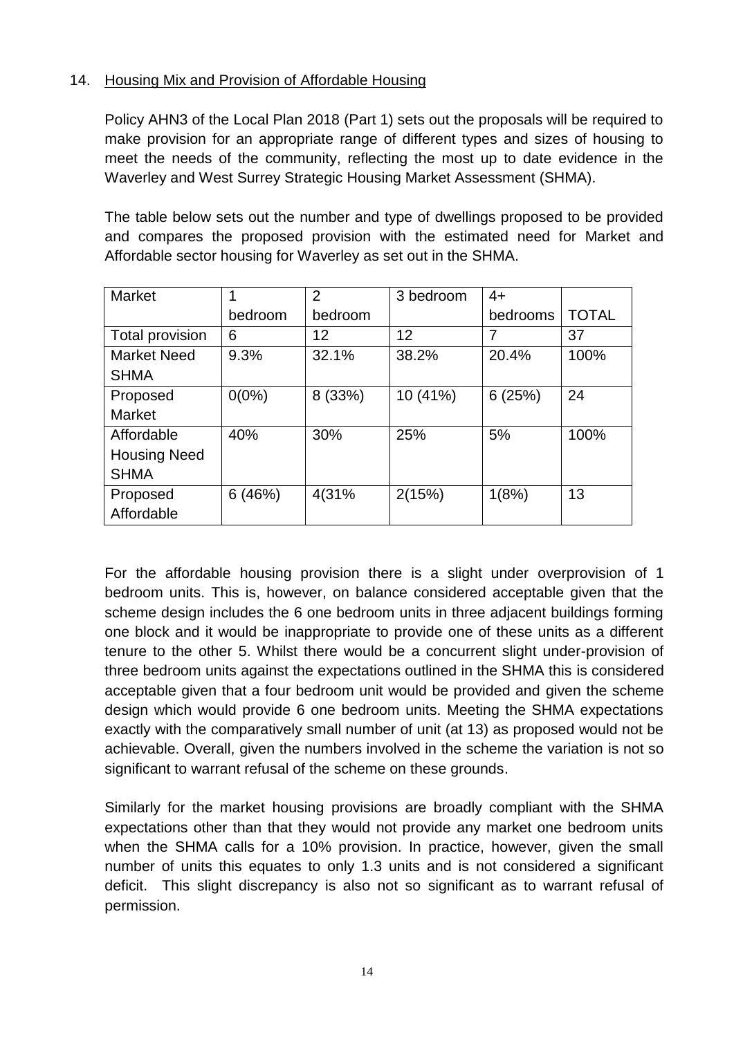14. Housing Mix and Provision of Affordable Housing

Policy AHN3 of the Local Plan 2018 (Part 1) sets out the proposals will be required to make provision for an appropriate range of different types and sizes of housing to meet the needs of the community, reflecting the most up to date evidence in the Waverley and West Surrey Strategic Housing Market Assessment (SHMA).

The table below sets out the number and type of dwellings proposed to be provided and compares the proposed provision with the estimated need for Market and Affordable sector housing for Waverley as set out in the SHMA.

| Market | 1 bedroom | 2 bedroom | 3 bedroom | 4+ bedrooms | TOTAL |
|---|---|---|---|---|---|
| Total provision | 6 | 12 | 12 | 7 | 37 |
| Market Need SHMA | 9.3% | 32.1% | 38.2% | 20.4% | 100% |
| Proposed Market | 0(0%) | 8 (33%) | 10 (41%) | 6 (25%) | 24 |
| Affordable Housing Need SHMA | 40% | 30% | 25% | 5% | 100% |
| Proposed Affordable | 6 (46%) | 4(31% | 2(15%) | 1(8%) | 13 |

For the affordable housing provision there is a slight under overprovision of 1 bedroom units. This is, however, on balance considered acceptable given that the scheme design includes the 6 one bedroom units in three adjacent buildings forming one block and it would be inappropriate to provide one of these units as a different tenure to the other 5. Whilst there would be a concurrent slight under-provision of three bedroom units against the expectations outlined in the SHMA this is considered acceptable given that a four bedroom unit would be provided and given the scheme design which would provide 6 one bedroom units. Meeting the SHMA expectations exactly with the comparatively small number of unit (at 13) as proposed would not be achievable. Overall, given the numbers involved in the scheme the variation is not so significant to warrant refusal of the scheme on these grounds.

Similarly for the market housing provisions are broadly compliant with the SHMA expectations other than that they would not provide any market one bedroom units when the SHMA calls for a 10% provision. In practice, however, given the small number of units this equates to only 1.3 units and is not considered a significant deficit. This slight discrepancy is also not so significant as to warrant refusal of permission.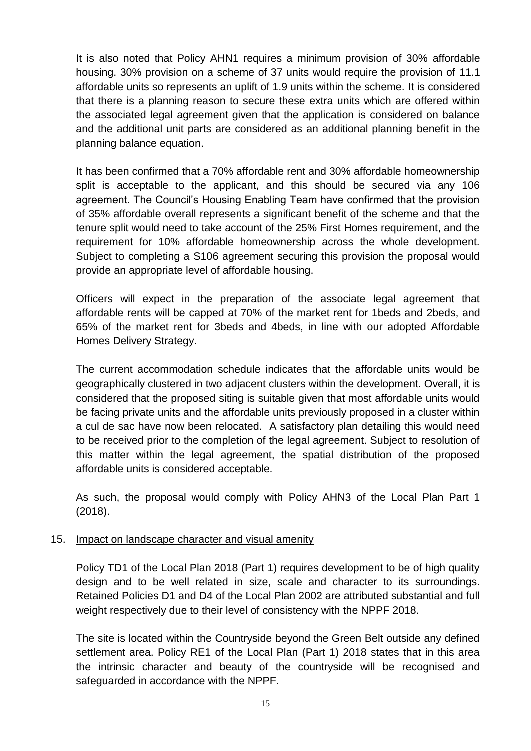It is also noted that Policy AHN1 requires a minimum provision of 30% affordable housing. 30% provision on a scheme of 37 units would require the provision of 11.1 affordable units so represents an uplift of 1.9 units within the scheme. It is considered that there is a planning reason to secure these extra units which are offered within the associated legal agreement given that the application is considered on balance and the additional unit parts are considered as an additional planning benefit in the planning balance equation.

It has been confirmed that a 70% affordable rent and 30% affordable homeownership split is acceptable to the applicant, and this should be secured via any 106 agreement. The Council's Housing Enabling Team have confirmed that the provision of 35% affordable overall represents a significant benefit of the scheme and that the tenure split would need to take account of the 25% First Homes requirement, and the requirement for 10% affordable homeownership across the whole development. Subject to completing a S106 agreement securing this provision the proposal would provide an appropriate level of affordable housing.

Officers will expect in the preparation of the associate legal agreement that affordable rents will be capped at 70% of the market rent for 1beds and 2beds, and 65% of the market rent for 3beds and 4beds, in line with our adopted Affordable Homes Delivery Strategy.

The current accommodation schedule indicates that the affordable units would be geographically clustered in two adjacent clusters within the development. Overall, it is considered that the proposed siting is suitable given that most affordable units would be facing private units and the affordable units previously proposed in a cluster within a cul de sac have now been relocated. A satisfactory plan detailing this would need to be received prior to the completion of the legal agreement. Subject to resolution of this matter within the legal agreement, the spatial distribution of the proposed affordable units is considered acceptable.

As such, the proposal would comply with Policy AHN3 of the Local Plan Part 1 (2018).

## 15. Impact on landscape character and visual amenity

Policy TD1 of the Local Plan 2018 (Part 1) requires development to be of high quality design and to be well related in size, scale and character to its surroundings. Retained Policies D1 and D4 of the Local Plan 2002 are attributed substantial and full weight respectively due to their level of consistency with the NPPF 2018.

The site is located within the Countryside beyond the Green Belt outside any defined settlement area. Policy RE1 of the Local Plan (Part 1) 2018 states that in this area the intrinsic character and beauty of the countryside will be recognised and safeguarded in accordance with the NPPF.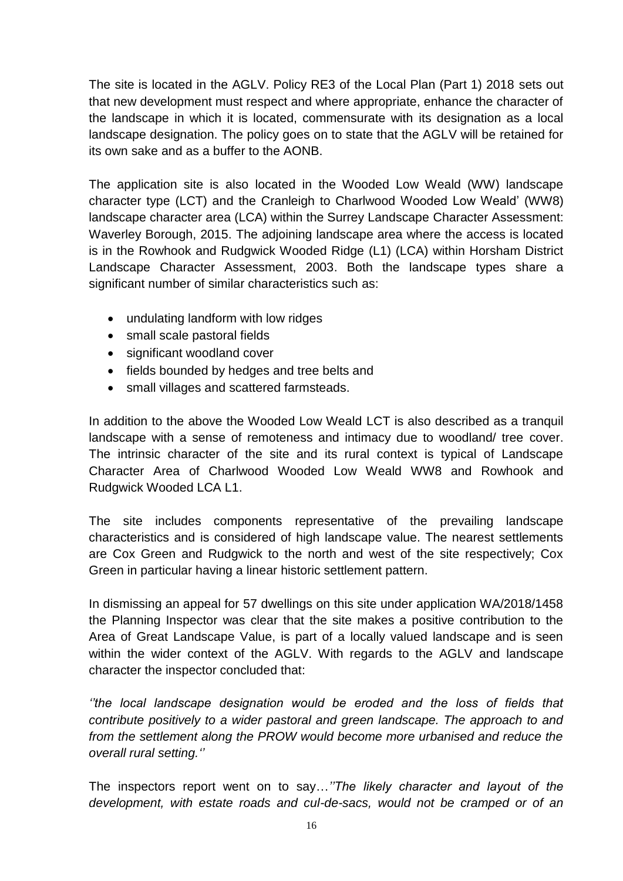The site is located in the AGLV. Policy RE3 of the Local Plan (Part 1) 2018 sets out that new development must respect and where appropriate, enhance the character of the landscape in which it is located, commensurate with its designation as a local landscape designation. The policy goes on to state that the AGLV will be retained for its own sake and as a buffer to the AONB.

The application site is also located in the Wooded Low Weald (WW) landscape character type (LCT) and the Cranleigh to Charlwood Wooded Low Weald' (WW8) landscape character area (LCA) within the Surrey Landscape Character Assessment: Waverley Borough, 2015. The adjoining landscape area where the access is located is in the Rowhook and Rudgwick Wooded Ridge (L1) (LCA) within Horsham District Landscape Character Assessment, 2003. Both the landscape types share a significant number of similar characteristics such as:

- undulating landform with low ridges
- small scale pastoral fields
- significant woodland cover
- fields bounded by hedges and tree belts and
- small villages and scattered farmsteads.

In addition to the above the Wooded Low Weald LCT is also described as a tranquil landscape with a sense of remoteness and intimacy due to woodland/ tree cover. The intrinsic character of the site and its rural context is typical of Landscape Character Area of Charlwood Wooded Low Weald WW8 and Rowhook and Rudgwick Wooded LCA L1.

The site includes components representative of the prevailing landscape characteristics and is considered of high landscape value. The nearest settlements are Cox Green and Rudgwick to the north and west of the site respectively; Cox Green in particular having a linear historic settlement pattern.

In dismissing an appeal for 57 dwellings on this site under application WA/2018/1458 the Planning Inspector was clear that the site makes a positive contribution to the Area of Great Landscape Value, is part of a locally valued landscape and is seen within the wider context of the AGLV. With regards to the AGLV and landscape character the inspector concluded that:

*''the local landscape designation would be eroded and the loss of fields that contribute positively to a wider pastoral and green landscape. The approach to and from the settlement along the PROW would become more urbanised and reduce the overall rural setting.''*

The inspectors report went on to say…*''The likely character and layout of the development, with estate roads and cul-de-sacs, would not be cramped or of an*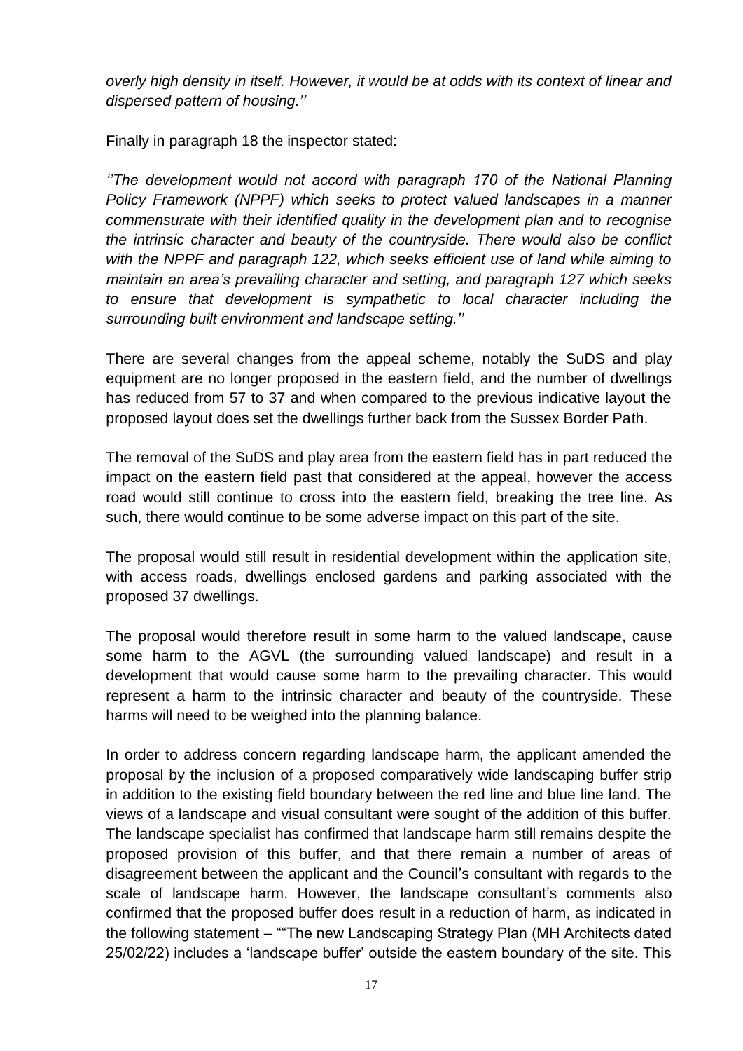*overly high density in itself. However, it would be at odds with its context of linear and dispersed pattern of housing.''*

Finally in paragraph 18 the inspector stated:

*''The development would not accord with paragraph 170 of the National Planning Policy Framework (NPPF) which seeks to protect valued landscapes in a manner commensurate with their identified quality in the development plan and to recognise the intrinsic character and beauty of the countryside. There would also be conflict with the NPPF and paragraph 122, which seeks efficient use of land while aiming to maintain an area's prevailing character and setting, and paragraph 127 which seeks to ensure that development is sympathetic to local character including the surrounding built environment and landscape setting.''*

There are several changes from the appeal scheme, notably the SuDS and play equipment are no longer proposed in the eastern field, and the number of dwellings has reduced from 57 to 37 and when compared to the previous indicative layout the proposed layout does set the dwellings further back from the Sussex Border Path.

The removal of the SuDS and play area from the eastern field has in part reduced the impact on the eastern field past that considered at the appeal, however the access road would still continue to cross into the eastern field, breaking the tree line. As such, there would continue to be some adverse impact on this part of the site.

The proposal would still result in residential development within the application site, with access roads, dwellings enclosed gardens and parking associated with the proposed 37 dwellings.

The proposal would therefore result in some harm to the valued landscape, cause some harm to the AGVL (the surrounding valued landscape) and result in a development that would cause some harm to the prevailing character. This would represent a harm to the intrinsic character and beauty of the countryside. These harms will need to be weighed into the planning balance.

In order to address concern regarding landscape harm, the applicant amended the proposal by the inclusion of a proposed comparatively wide landscaping buffer strip in addition to the existing field boundary between the red line and blue line land. The views of a landscape and visual consultant were sought of the addition of this buffer. The landscape specialist has confirmed that landscape harm still remains despite the proposed provision of this buffer, and that there remain a number of areas of disagreement between the applicant and the Council's consultant with regards to the scale of landscape harm. However, the landscape consultant's comments also confirmed that the proposed buffer does result in a reduction of harm, as indicated in the following statement – ""The new Landscaping Strategy Plan (MH Architects dated 25/02/22) includes a 'landscape buffer' outside the eastern boundary of the site. This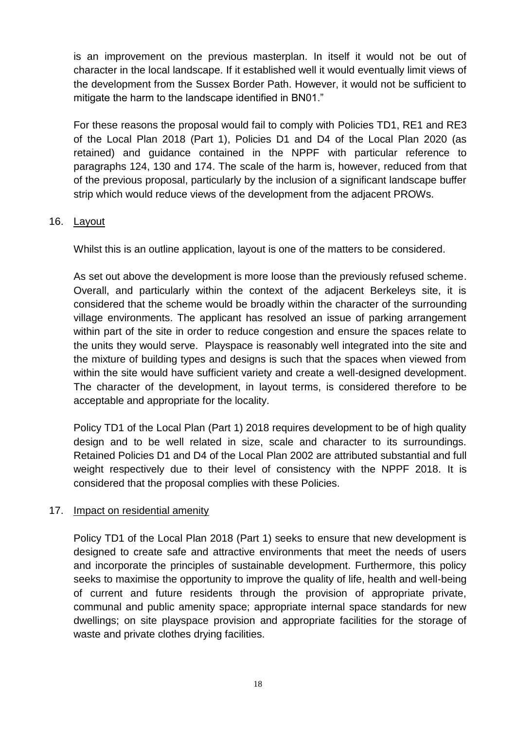is an improvement on the previous masterplan. In itself it would not be out of character in the local landscape. If it established well it would eventually limit views of the development from the Sussex Border Path. However, it would not be sufficient to mitigate the harm to the landscape identified in BN01."

For these reasons the proposal would fail to comply with Policies TD1, RE1 and RE3 of the Local Plan 2018 (Part 1), Policies D1 and D4 of the Local Plan 2020 (as retained) and guidance contained in the NPPF with particular reference to paragraphs 124, 130 and 174. The scale of the harm is, however, reduced from that of the previous proposal, particularly by the inclusion of a significant landscape buffer strip which would reduce views of the development from the adjacent PROWs.

16. <u>Layout</u>

Whilst this is an outline application, layout is one of the matters to be considered.

As set out above the development is more loose than the previously refused scheme. Overall, and particularly within the context of the adjacent Berkeleys site, it is considered that the scheme would be broadly within the character of the surrounding village environments. The applicant has resolved an issue of parking arrangement within part of the site in order to reduce congestion and ensure the spaces relate to the units they would serve. Playspace is reasonably well integrated into the site and the mixture of building types and designs is such that the spaces when viewed from within the site would have sufficient variety and create a well-designed development. The character of the development, in layout terms, is considered therefore to be acceptable and appropriate for the locality.

Policy TD1 of the Local Plan (Part 1) 2018 requires development to be of high quality design and to be well related in size, scale and character to its surroundings. Retained Policies D1 and D4 of the Local Plan 2002 are attributed substantial and full weight respectively due to their level of consistency with the NPPF 2018. It is considered that the proposal complies with these Policies.

17. <u>Impact on residential amenity</u>

Policy TD1 of the Local Plan 2018 (Part 1) seeks to ensure that new development is designed to create safe and attractive environments that meet the needs of users and incorporate the principles of sustainable development. Furthermore, this policy seeks to maximise the opportunity to improve the quality of life, health and well-being of current and future residents through the provision of appropriate private, communal and public amenity space; appropriate internal space standards for new dwellings; on site playspace provision and appropriate facilities for the storage of waste and private clothes drying facilities.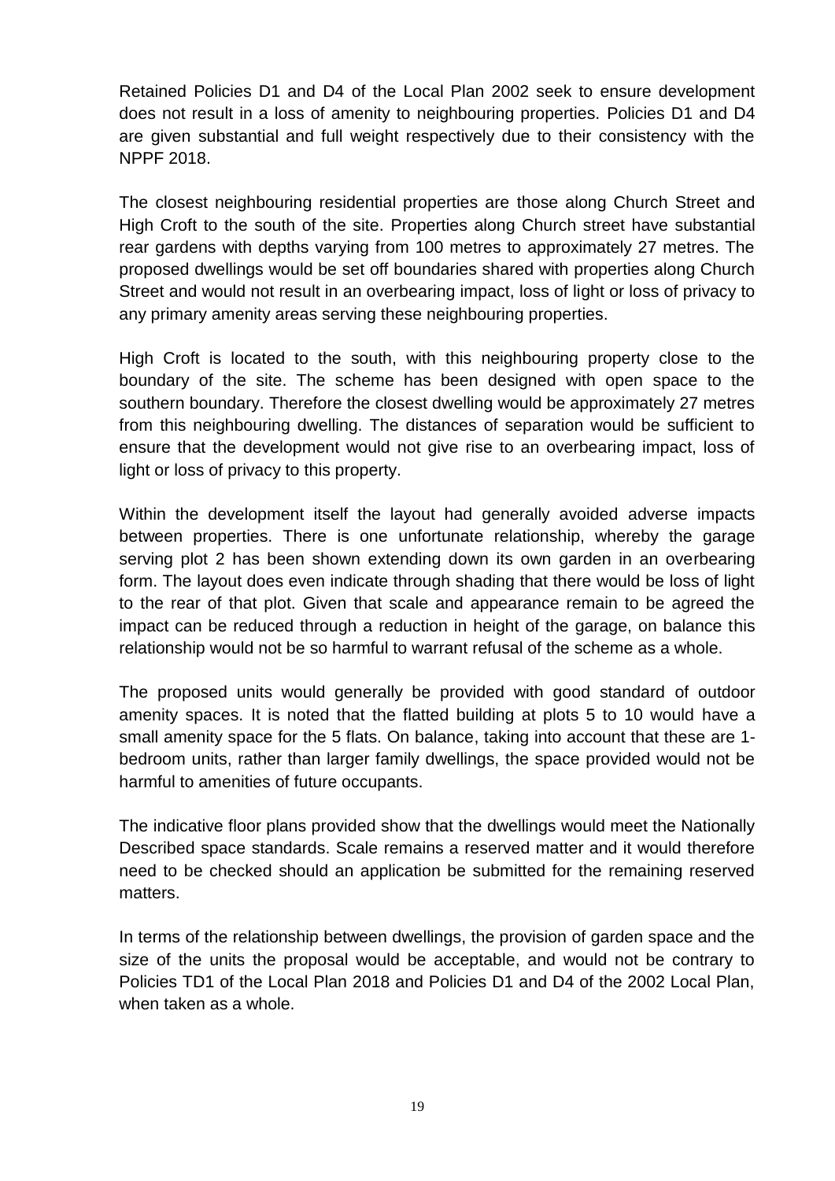Retained Policies D1 and D4 of the Local Plan 2002 seek to ensure development does not result in a loss of amenity to neighbouring properties. Policies D1 and D4 are given substantial and full weight respectively due to their consistency with the NPPF 2018.

The closest neighbouring residential properties are those along Church Street and High Croft to the south of the site. Properties along Church street have substantial rear gardens with depths varying from 100 metres to approximately 27 metres. The proposed dwellings would be set off boundaries shared with properties along Church Street and would not result in an overbearing impact, loss of light or loss of privacy to any primary amenity areas serving these neighbouring properties.

High Croft is located to the south, with this neighbouring property close to the boundary of the site. The scheme has been designed with open space to the southern boundary. Therefore the closest dwelling would be approximately 27 metres from this neighbouring dwelling. The distances of separation would be sufficient to ensure that the development would not give rise to an overbearing impact, loss of light or loss of privacy to this property.

Within the development itself the layout had generally avoided adverse impacts between properties. There is one unfortunate relationship, whereby the garage serving plot 2 has been shown extending down its own garden in an overbearing form. The layout does even indicate through shading that there would be loss of light to the rear of that plot. Given that scale and appearance remain to be agreed the impact can be reduced through a reduction in height of the garage, on balance this relationship would not be so harmful to warrant refusal of the scheme as a whole.

The proposed units would generally be provided with good standard of outdoor amenity spaces. It is noted that the flatted building at plots 5 to 10 would have a small amenity space for the 5 flats. On balance, taking into account that these are 1-bedroom units, rather than larger family dwellings, the space provided would not be harmful to amenities of future occupants.

The indicative floor plans provided show that the dwellings would meet the Nationally Described space standards. Scale remains a reserved matter and it would therefore need to be checked should an application be submitted for the remaining reserved matters.

In terms of the relationship between dwellings, the provision of garden space and the size of the units the proposal would be acceptable, and would not be contrary to Policies TD1 of the Local Plan 2018 and Policies D1 and D4 of the 2002 Local Plan, when taken as a whole.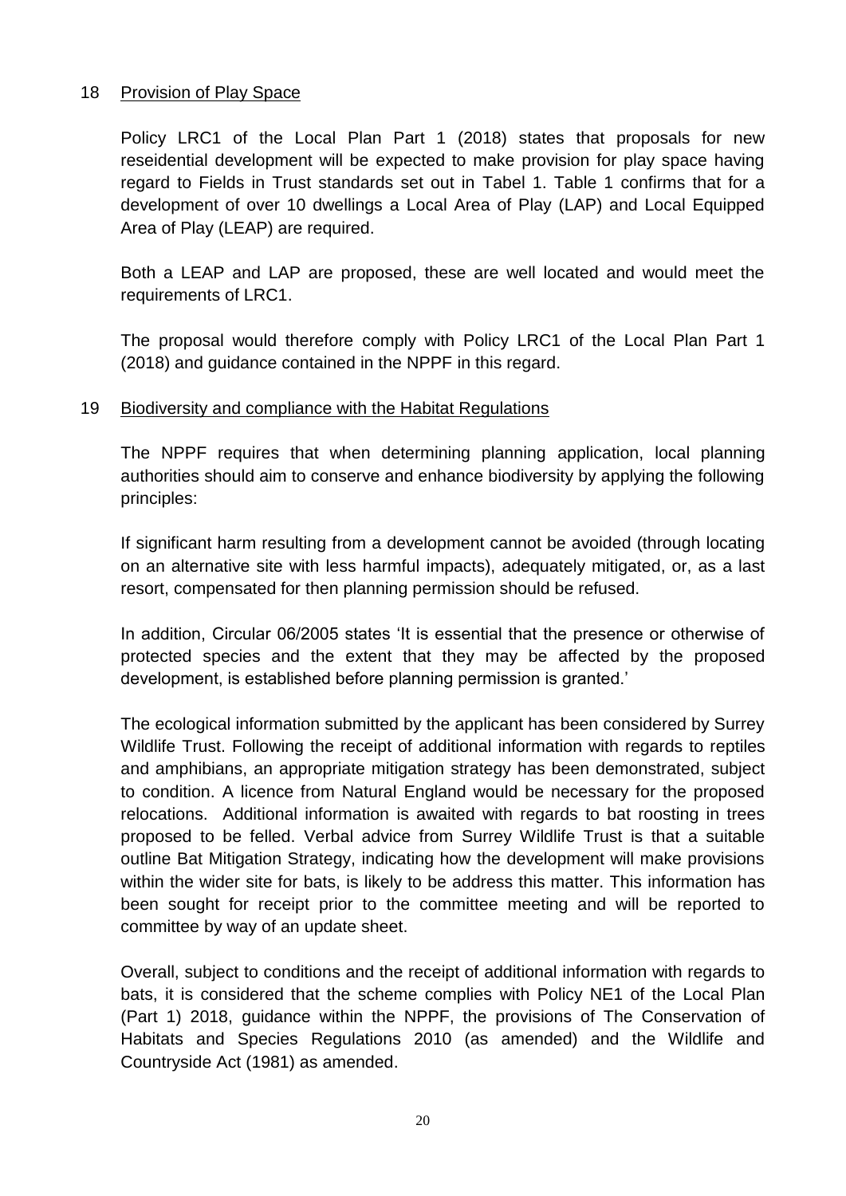## 18 Provision of Play Space

Policy LRC1 of the Local Plan Part 1 (2018) states that proposals for new reseidential development will be expected to make provision for play space having regard to Fields in Trust standards set out in Tabel 1. Table 1 confirms that for a development of over 10 dwellings a Local Area of Play (LAP) and Local Equipped Area of Play (LEAP) are required.

Both a LEAP and LAP are proposed, these are well located and would meet the requirements of LRC1.

The proposal would therefore comply with Policy LRC1 of the Local Plan Part 1 (2018) and guidance contained in the NPPF in this regard.

## 19 Biodiversity and compliance with the Habitat Regulations

The NPPF requires that when determining planning application, local planning authorities should aim to conserve and enhance biodiversity by applying the following principles:

If significant harm resulting from a development cannot be avoided (through locating on an alternative site with less harmful impacts), adequately mitigated, or, as a last resort, compensated for then planning permission should be refused.

In addition, Circular 06/2005 states 'It is essential that the presence or otherwise of protected species and the extent that they may be affected by the proposed development, is established before planning permission is granted.'

The ecological information submitted by the applicant has been considered by Surrey Wildlife Trust. Following the receipt of additional information with regards to reptiles and amphibians, an appropriate mitigation strategy has been demonstrated, subject to condition. A licence from Natural England would be necessary for the proposed relocations. Additional information is awaited with regards to bat roosting in trees proposed to be felled. Verbal advice from Surrey Wildlife Trust is that a suitable outline Bat Mitigation Strategy, indicating how the development will make provisions within the wider site for bats, is likely to be address this matter. This information has been sought for receipt prior to the committee meeting and will be reported to committee by way of an update sheet.

Overall, subject to conditions and the receipt of additional information with regards to bats, it is considered that the scheme complies with Policy NE1 of the Local Plan (Part 1) 2018, guidance within the NPPF, the provisions of The Conservation of Habitats and Species Regulations 2010 (as amended) and the Wildlife and Countryside Act (1981) as amended.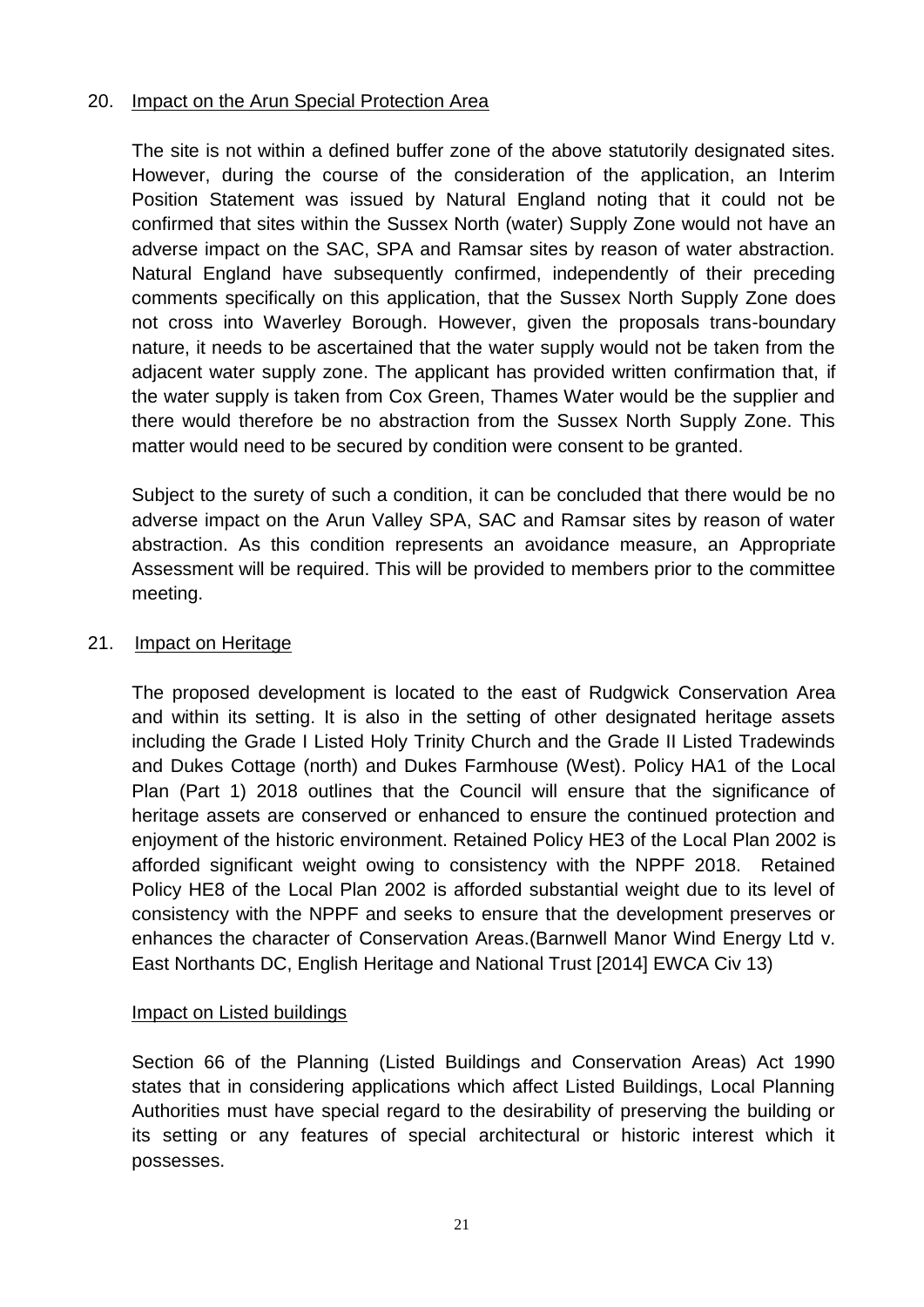## 20. Impact on the Arun Special Protection Area

The site is not within a defined buffer zone of the above statutorily designated sites. However, during the course of the consideration of the application, an Interim Position Statement was issued by Natural England noting that it could not be confirmed that sites within the Sussex North (water) Supply Zone would not have an adverse impact on the SAC, SPA and Ramsar sites by reason of water abstraction. Natural England have subsequently confirmed, independently of their preceding comments specifically on this application, that the Sussex North Supply Zone does not cross into Waverley Borough. However, given the proposals trans-boundary nature, it needs to be ascertained that the water supply would not be taken from the adjacent water supply zone. The applicant has provided written confirmation that, if the water supply is taken from Cox Green, Thames Water would be the supplier and there would therefore be no abstraction from the Sussex North Supply Zone. This matter would need to be secured by condition were consent to be granted.

Subject to the surety of such a condition, it can be concluded that there would be no adverse impact on the Arun Valley SPA, SAC and Ramsar sites by reason of water abstraction. As this condition represents an avoidance measure, an Appropriate Assessment will be required. This will be provided to members prior to the committee meeting.

## 21. Impact on Heritage

The proposed development is located to the east of Rudgwick Conservation Area and within its setting. It is also in the setting of other designated heritage assets including the Grade I Listed Holy Trinity Church and the Grade II Listed Tradewinds and Dukes Cottage (north) and Dukes Farmhouse (West). Policy HA1 of the Local Plan (Part 1) 2018 outlines that the Council will ensure that the significance of heritage assets are conserved or enhanced to ensure the continued protection and enjoyment of the historic environment. Retained Policy HE3 of the Local Plan 2002 is afforded significant weight owing to consistency with the NPPF 2018. Retained Policy HE8 of the Local Plan 2002 is afforded substantial weight due to its level of consistency with the NPPF and seeks to ensure that the development preserves or enhances the character of Conservation Areas.(Barnwell Manor Wind Energy Ltd v. East Northants DC, English Heritage and National Trust [2014] EWCA Civ 13)

### Impact on Listed buildings

Section 66 of the Planning (Listed Buildings and Conservation Areas) Act 1990 states that in considering applications which affect Listed Buildings, Local Planning Authorities must have special regard to the desirability of preserving the building or its setting or any features of special architectural or historic interest which it possesses.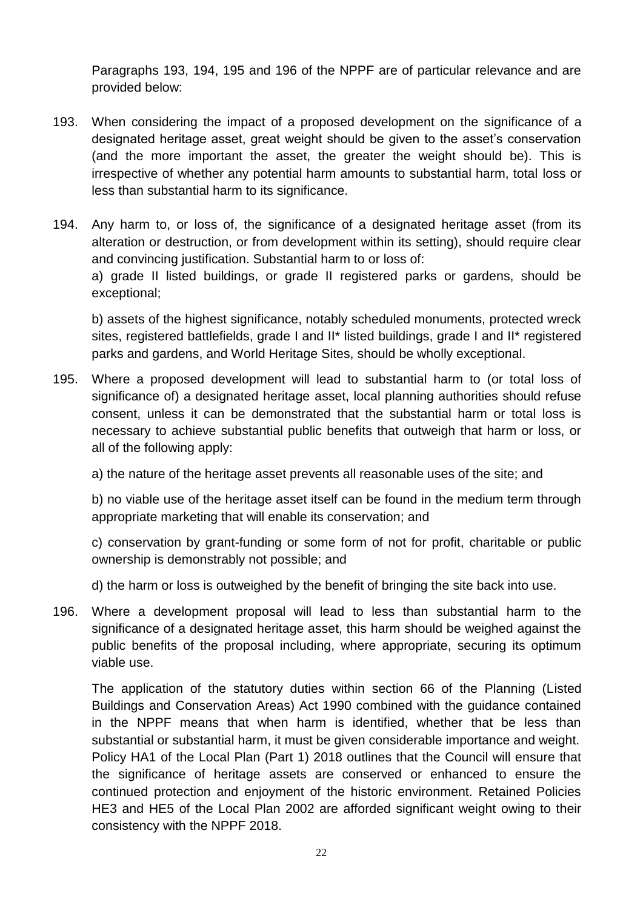Paragraphs 193, 194, 195 and 196 of the NPPF are of particular relevance and are provided below:

193. When considering the impact of a proposed development on the significance of a designated heritage asset, great weight should be given to the asset's conservation (and the more important the asset, the greater the weight should be). This is irrespective of whether any potential harm amounts to substantial harm, total loss or less than substantial harm to its significance.

194. Any harm to, or loss of, the significance of a designated heritage asset (from its alteration or destruction, or from development within its setting), should require clear and convincing justification. Substantial harm to or loss of:
    a) grade II listed buildings, or grade II registered parks or gardens, should be exceptional;

    b) assets of the highest significance, notably scheduled monuments, protected wreck sites, registered battlefields, grade I and II* listed buildings, grade I and II* registered parks and gardens, and World Heritage Sites, should be wholly exceptional.

195. Where a proposed development will lead to substantial harm to (or total loss of significance of) a designated heritage asset, local planning authorities should refuse consent, unless it can be demonstrated that the substantial harm or total loss is necessary to achieve substantial public benefits that outweigh that harm or loss, or all of the following apply:

    a) the nature of the heritage asset prevents all reasonable uses of the site; and

    b) no viable use of the heritage asset itself can be found in the medium term through appropriate marketing that will enable its conservation; and

    c) conservation by grant-funding or some form of not for profit, charitable or public ownership is demonstrably not possible; and

    d) the harm or loss is outweighed by the benefit of bringing the site back into use.

196. Where a development proposal will lead to less than substantial harm to the significance of a designated heritage asset, this harm should be weighed against the public benefits of the proposal including, where appropriate, securing its optimum viable use.

The application of the statutory duties within section 66 of the Planning (Listed Buildings and Conservation Areas) Act 1990 combined with the guidance contained in the NPPF means that when harm is identified, whether that be less than substantial or substantial harm, it must be given considerable importance and weight. Policy HA1 of the Local Plan (Part 1) 2018 outlines that the Council will ensure that the significance of heritage assets are conserved or enhanced to ensure the continued protection and enjoyment of the historic environment. Retained Policies HE3 and HE5 of the Local Plan 2002 are afforded significant weight owing to their consistency with the NPPF 2018.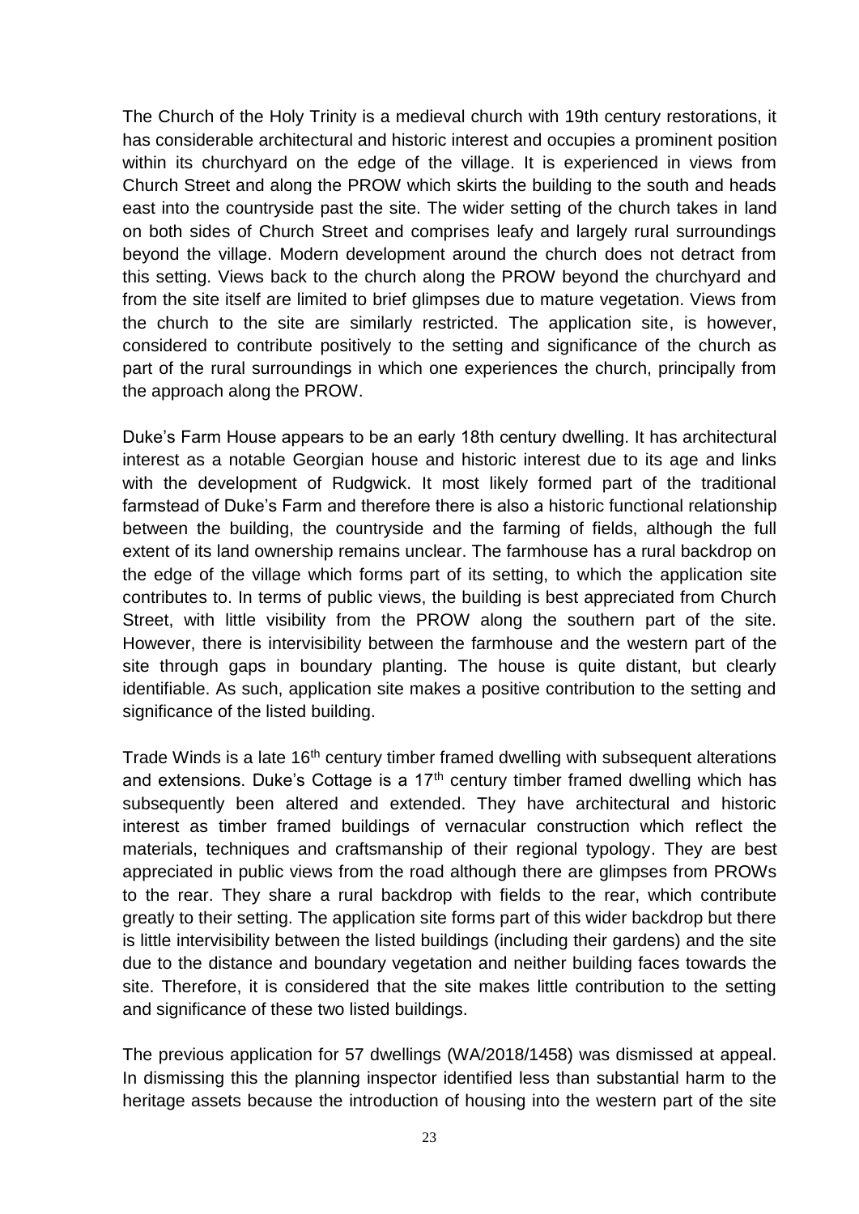The Church of the Holy Trinity is a medieval church with 19th century restorations, it has considerable architectural and historic interest and occupies a prominent position within its churchyard on the edge of the village. It is experienced in views from Church Street and along the PROW which skirts the building to the south and heads east into the countryside past the site. The wider setting of the church takes in land on both sides of Church Street and comprises leafy and largely rural surroundings beyond the village. Modern development around the church does not detract from this setting. Views back to the church along the PROW beyond the churchyard and from the site itself are limited to brief glimpses due to mature vegetation. Views from the church to the site are similarly restricted. The application site, is however, considered to contribute positively to the setting and significance of the church as part of the rural surroundings in which one experiences the church, principally from the approach along the PROW.

Duke's Farm House appears to be an early 18th century dwelling. It has architectural interest as a notable Georgian house and historic interest due to its age and links with the development of Rudgwick. It most likely formed part of the traditional farmstead of Duke's Farm and therefore there is also a historic functional relationship between the building, the countryside and the farming of fields, although the full extent of its land ownership remains unclear. The farmhouse has a rural backdrop on the edge of the village which forms part of its setting, to which the application site contributes to. In terms of public views, the building is best appreciated from Church Street, with little visibility from the PROW along the southern part of the site. However, there is intervisibility between the farmhouse and the western part of the site through gaps in boundary planting. The house is quite distant, but clearly identifiable. As such, application site makes a positive contribution to the setting and significance of the listed building.

Trade Winds is a late 16th century timber framed dwelling with subsequent alterations and extensions. Duke's Cottage is a 17th century timber framed dwelling which has subsequently been altered and extended. They have architectural and historic interest as timber framed buildings of vernacular construction which reflect the materials, techniques and craftsmanship of their regional typology. They are best appreciated in public views from the road although there are glimpses from PROWs to the rear. They share a rural backdrop with fields to the rear, which contribute greatly to their setting. The application site forms part of this wider backdrop but there is little intervisibility between the listed buildings (including their gardens) and the site due to the distance and boundary vegetation and neither building faces towards the site. Therefore, it is considered that the site makes little contribution to the setting and significance of these two listed buildings.

The previous application for 57 dwellings (WA/2018/1458) was dismissed at appeal. In dismissing this the planning inspector identified less than substantial harm to the heritage assets because the introduction of housing into the western part of the site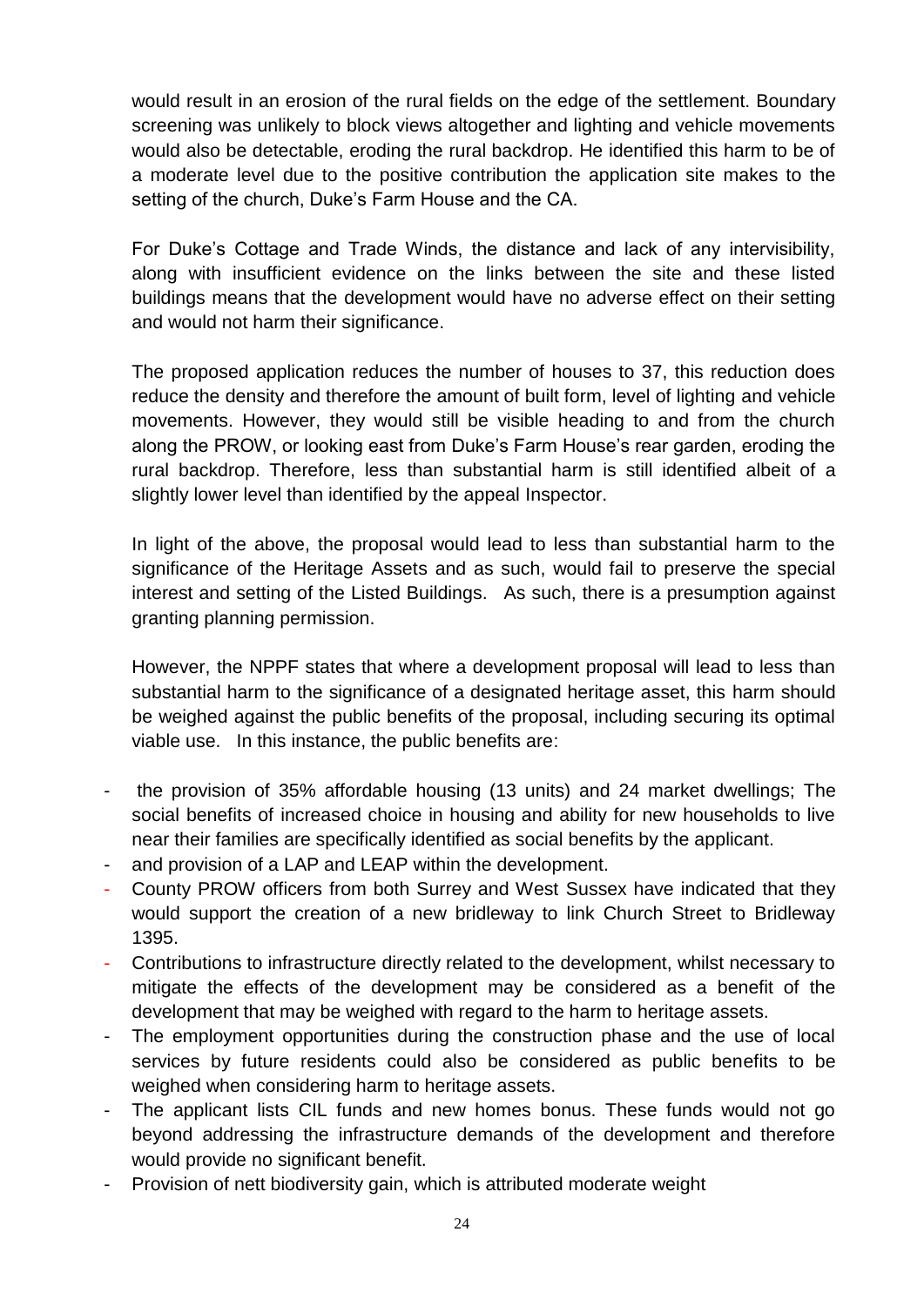would result in an erosion of the rural fields on the edge of the settlement. Boundary screening was unlikely to block views altogether and lighting and vehicle movements would also be detectable, eroding the rural backdrop. He identified this harm to be of a moderate level due to the positive contribution the application site makes to the setting of the church, Duke's Farm House and the CA.

For Duke's Cottage and Trade Winds, the distance and lack of any intervisibility, along with insufficient evidence on the links between the site and these listed buildings means that the development would have no adverse effect on their setting and would not harm their significance.

The proposed application reduces the number of houses to 37, this reduction does reduce the density and therefore the amount of built form, level of lighting and vehicle movements. However, they would still be visible heading to and from the church along the PROW, or looking east from Duke's Farm House's rear garden, eroding the rural backdrop. Therefore, less than substantial harm is still identified albeit of a slightly lower level than identified by the appeal Inspector.

In light of the above, the proposal would lead to less than substantial harm to the significance of the Heritage Assets and as such, would fail to preserve the special interest and setting of the Listed Buildings. As such, there is a presumption against granting planning permission.

However, the NPPF states that where a development proposal will lead to less than substantial harm to the significance of a designated heritage asset, this harm should be weighed against the public benefits of the proposal, including securing its optimal viable use. In this instance, the public benefits are:

- the provision of 35% affordable housing (13 units) and 24 market dwellings; The social benefits of increased choice in housing and ability for new households to live near their families are specifically identified as social benefits by the applicant.
- and provision of a LAP and LEAP within the development.
- County PROW officers from both Surrey and West Sussex have indicated that they would support the creation of a new bridleway to link Church Street to Bridleway 1395.
- Contributions to infrastructure directly related to the development, whilst necessary to mitigate the effects of the development may be considered as a benefit of the development that may be weighed with regard to the harm to heritage assets.
- The employment opportunities during the construction phase and the use of local services by future residents could also be considered as public benefits to be weighed when considering harm to heritage assets.
- The applicant lists CIL funds and new homes bonus. These funds would not go beyond addressing the infrastructure demands of the development and therefore would provide no significant benefit.
- Provision of nett biodiversity gain, which is attributed moderate weight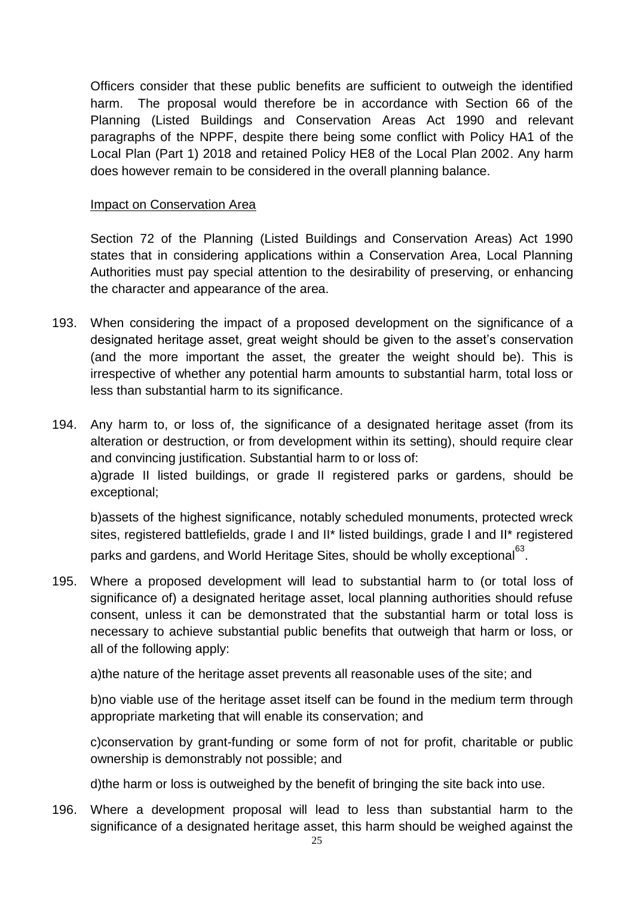Officers consider that these public benefits are sufficient to outweigh the identified harm. The proposal would therefore be in accordance with Section 66 of the Planning (Listed Buildings and Conservation Areas Act 1990 and relevant paragraphs of the NPPF, despite there being some conflict with Policy HA1 of the Local Plan (Part 1) 2018 and retained Policy HE8 of the Local Plan 2002. Any harm does however remain to be considered in the overall planning balance.

Impact on Conservation Area

Section 72 of the Planning (Listed Buildings and Conservation Areas) Act 1990 states that in considering applications within a Conservation Area, Local Planning Authorities must pay special attention to the desirability of preserving, or enhancing the character and appearance of the area.

193. When considering the impact of a proposed development on the significance of a designated heritage asset, great weight should be given to the asset's conservation (and the more important the asset, the greater the weight should be). This is irrespective of whether any potential harm amounts to substantial harm, total loss or less than substantial harm to its significance.

194. Any harm to, or loss of, the significance of a designated heritage asset (from its alteration or destruction, or from development within its setting), should require clear and convincing justification. Substantial harm to or loss of:

a)grade II listed buildings, or grade II registered parks or gardens, should be exceptional;

b)assets of the highest significance, notably scheduled monuments, protected wreck sites, registered battlefields, grade I and II* listed buildings, grade I and II* registered parks and gardens, and World Heritage Sites, should be wholly exceptional[63].

195. Where a proposed development will lead to substantial harm to (or total loss of significance of) a designated heritage asset, local planning authorities should refuse consent, unless it can be demonstrated that the substantial harm or total loss is necessary to achieve substantial public benefits that outweigh that harm or loss, or all of the following apply:

a)the nature of the heritage asset prevents all reasonable uses of the site; and

b)no viable use of the heritage asset itself can be found in the medium term through appropriate marketing that will enable its conservation; and

c)conservation by grant-funding or some form of not for profit, charitable or public ownership is demonstrably not possible; and

d)the harm or loss is outweighed by the benefit of bringing the site back into use.

196. Where a development proposal will lead to less than substantial harm to the significance of a designated heritage asset, this harm should be weighed against the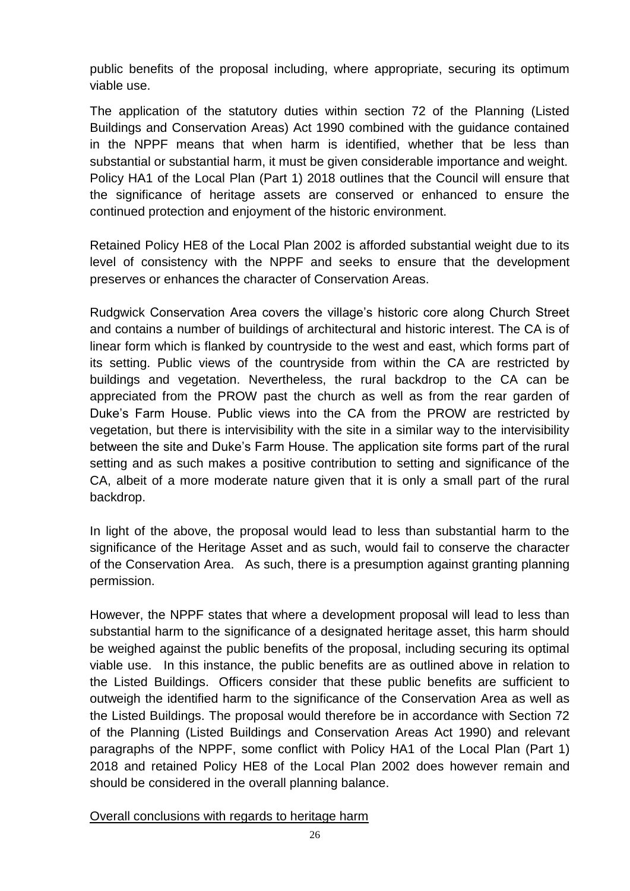public benefits of the proposal including, where appropriate, securing its optimum viable use.

The application of the statutory duties within section 72 of the Planning (Listed Buildings and Conservation Areas) Act 1990 combined with the guidance contained in the NPPF means that when harm is identified, whether that be less than substantial or substantial harm, it must be given considerable importance and weight. Policy HA1 of the Local Plan (Part 1) 2018 outlines that the Council will ensure that the significance of heritage assets are conserved or enhanced to ensure the continued protection and enjoyment of the historic environment.

Retained Policy HE8 of the Local Plan 2002 is afforded substantial weight due to its level of consistency with the NPPF and seeks to ensure that the development preserves or enhances the character of Conservation Areas.

Rudgwick Conservation Area covers the village's historic core along Church Street and contains a number of buildings of architectural and historic interest. The CA is of linear form which is flanked by countryside to the west and east, which forms part of its setting. Public views of the countryside from within the CA are restricted by buildings and vegetation. Nevertheless, the rural backdrop to the CA can be appreciated from the PROW past the church as well as from the rear garden of Duke's Farm House. Public views into the CA from the PROW are restricted by vegetation, but there is intervisibility with the site in a similar way to the intervisibility between the site and Duke's Farm House. The application site forms part of the rural setting and as such makes a positive contribution to setting and significance of the CA, albeit of a more moderate nature given that it is only a small part of the rural backdrop.

In light of the above, the proposal would lead to less than substantial harm to the significance of the Heritage Asset and as such, would fail to conserve the character of the Conservation Area. As such, there is a presumption against granting planning permission.

However, the NPPF states that where a development proposal will lead to less than substantial harm to the significance of a designated heritage asset, this harm should be weighed against the public benefits of the proposal, including securing its optimal viable use. In this instance, the public benefits are as outlined above in relation to the Listed Buildings. Officers consider that these public benefits are sufficient to outweigh the identified harm to the significance of the Conservation Area as well as the Listed Buildings. The proposal would therefore be in accordance with Section 72 of the Planning (Listed Buildings and Conservation Areas Act 1990) and relevant paragraphs of the NPPF, some conflict with Policy HA1 of the Local Plan (Part 1) 2018 and retained Policy HE8 of the Local Plan 2002 does however remain and should be considered in the overall planning balance.

Overall conclusions with regards to heritage harm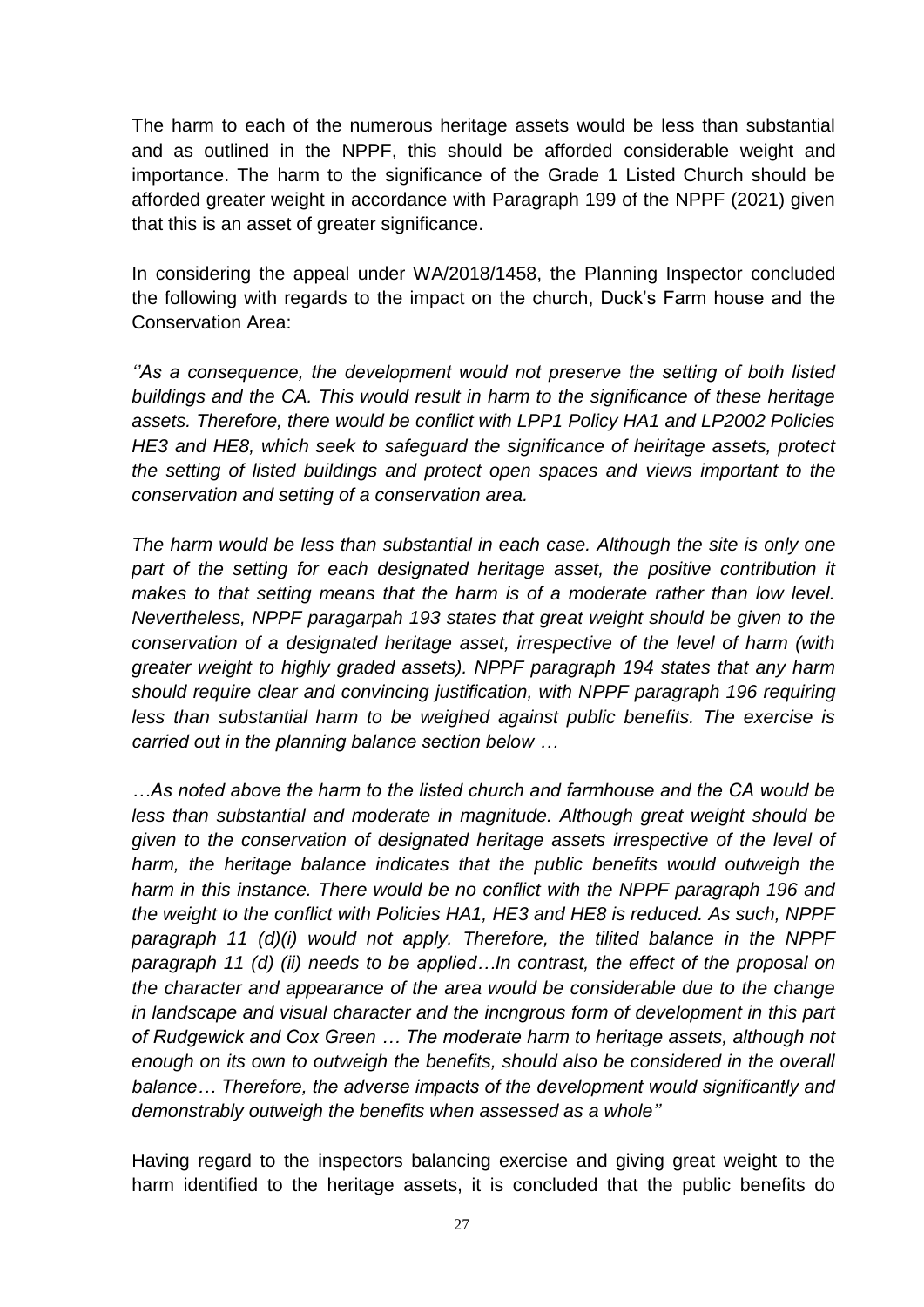The harm to each of the numerous heritage assets would be less than substantial and as outlined in the NPPF, this should be afforded considerable weight and importance. The harm to the significance of the Grade 1 Listed Church should be afforded greater weight in accordance with Paragraph 199 of the NPPF (2021) given that this is an asset of greater significance.

In considering the appeal under WA/2018/1458, the Planning Inspector concluded the following with regards to the impact on the church, Duck's Farm house and the Conservation Area:

*''As a consequence, the development would not preserve the setting of both listed buildings and the CA. This would result in harm to the significance of these heritage assets. Therefore, there would be conflict with LPP1 Policy HA1 and LP2002 Policies HE3 and HE8, which seek to safeguard the significance of heiritage assets, protect the setting of listed buildings and protect open spaces and views important to the conservation and setting of a conservation area.*

*The harm would be less than substantial in each case. Although the site is only one part of the setting for each designated heritage asset, the positive contribution it makes to that setting means that the harm is of a moderate rather than low level. Nevertheless, NPPF paragarpah 193 states that great weight should be given to the conservation of a designated heritage asset, irrespective of the level of harm (with greater weight to highly graded assets). NPPF paragraph 194 states that any harm should require clear and convincing justification, with NPPF paragraph 196 requiring less than substantial harm to be weighed against public benefits. The exercise is carried out in the planning balance section below …*

*…As noted above the harm to the listed church and farmhouse and the CA would be less than substantial and moderate in magnitude. Although great weight should be given to the conservation of designated heritage assets irrespective of the level of harm, the heritage balance indicates that the public benefits would outweigh the harm in this instance. There would be no conflict with the NPPF paragraph 196 and the weight to the conflict with Policies HA1, HE3 and HE8 is reduced. As such, NPPF paragraph 11 (d)(i) would not apply. Therefore, the tilited balance in the NPPF paragraph 11 (d) (ii) needs to be applied…In contrast, the effect of the proposal on the character and appearance of the area would be considerable due to the change in landscape and visual character and the incngrous form of development in this part of Rudgewick and Cox Green … The moderate harm to heritage assets, although not enough on its own to outweigh the benefits, should also be considered in the overall balance… Therefore, the adverse impacts of the development would significantly and demonstrably outweigh the benefits when assessed as a whole''*

Having regard to the inspectors balancing exercise and giving great weight to the harm identified to the heritage assets, it is concluded that the public benefits do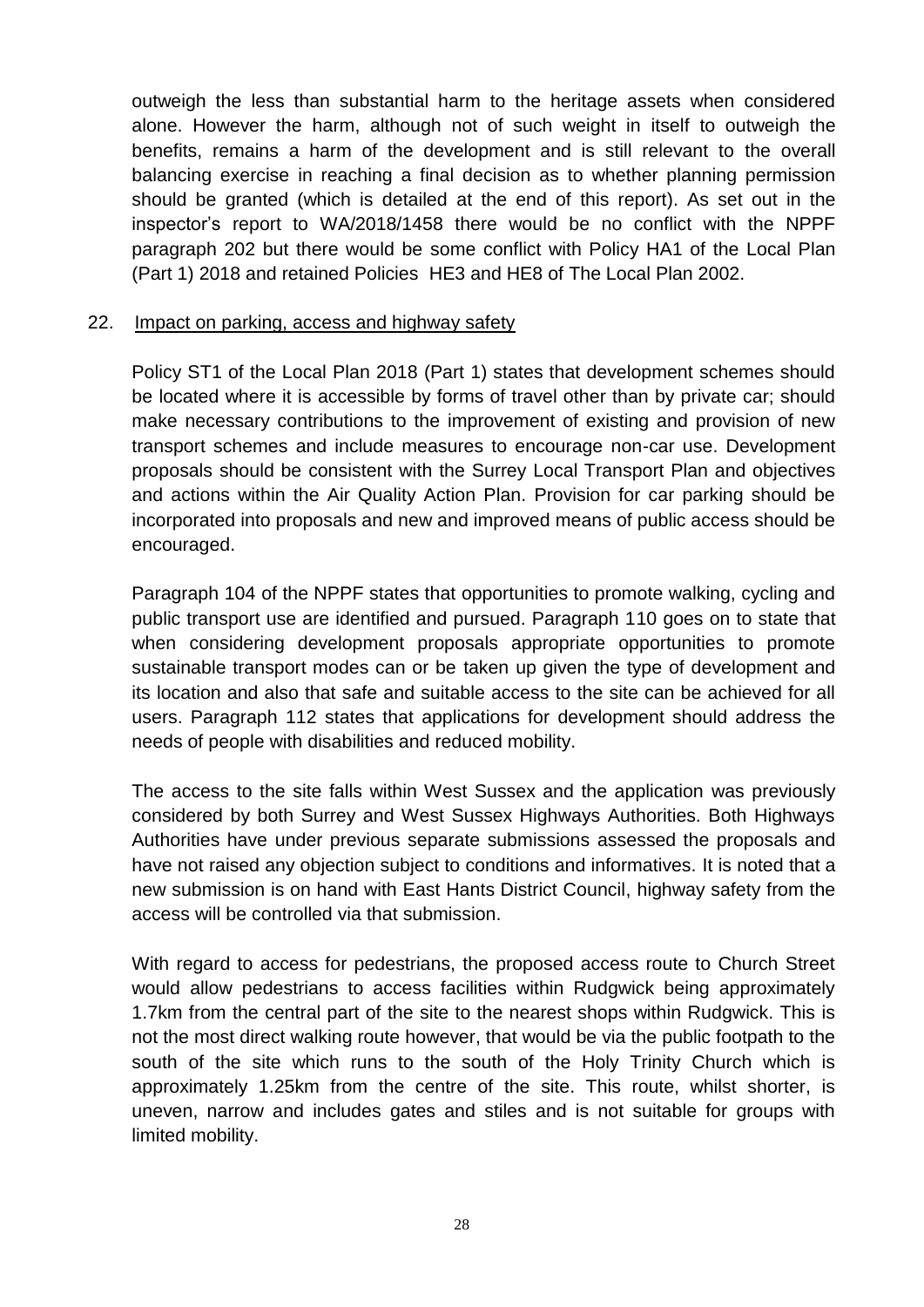outweigh the less than substantial harm to the heritage assets when considered alone. However the harm, although not of such weight in itself to outweigh the benefits, remains a harm of the development and is still relevant to the overall balancing exercise in reaching a final decision as to whether planning permission should be granted (which is detailed at the end of this report). As set out in the inspector's report to WA/2018/1458 there would be no conflict with the NPPF paragraph 202 but there would be some conflict with Policy HA1 of the Local Plan (Part 1) 2018 and retained Policies HE3 and HE8 of The Local Plan 2002.

22. Impact on parking, access and highway safety

Policy ST1 of the Local Plan 2018 (Part 1) states that development schemes should be located where it is accessible by forms of travel other than by private car; should make necessary contributions to the improvement of existing and provision of new transport schemes and include measures to encourage non-car use. Development proposals should be consistent with the Surrey Local Transport Plan and objectives and actions within the Air Quality Action Plan. Provision for car parking should be incorporated into proposals and new and improved means of public access should be encouraged.

Paragraph 104 of the NPPF states that opportunities to promote walking, cycling and public transport use are identified and pursued. Paragraph 110 goes on to state that when considering development proposals appropriate opportunities to promote sustainable transport modes can or be taken up given the type of development and its location and also that safe and suitable access to the site can be achieved for all users. Paragraph 112 states that applications for development should address the needs of people with disabilities and reduced mobility.

The access to the site falls within West Sussex and the application was previously considered by both Surrey and West Sussex Highways Authorities. Both Highways Authorities have under previous separate submissions assessed the proposals and have not raised any objection subject to conditions and informatives. It is noted that a new submission is on hand with East Hants District Council, highway safety from the access will be controlled via that submission.

With regard to access for pedestrians, the proposed access route to Church Street would allow pedestrians to access facilities within Rudgwick being approximately 1.7km from the central part of the site to the nearest shops within Rudgwick. This is not the most direct walking route however, that would be via the public footpath to the south of the site which runs to the south of the Holy Trinity Church which is approximately 1.25km from the centre of the site. This route, whilst shorter, is uneven, narrow and includes gates and stiles and is not suitable for groups with limited mobility.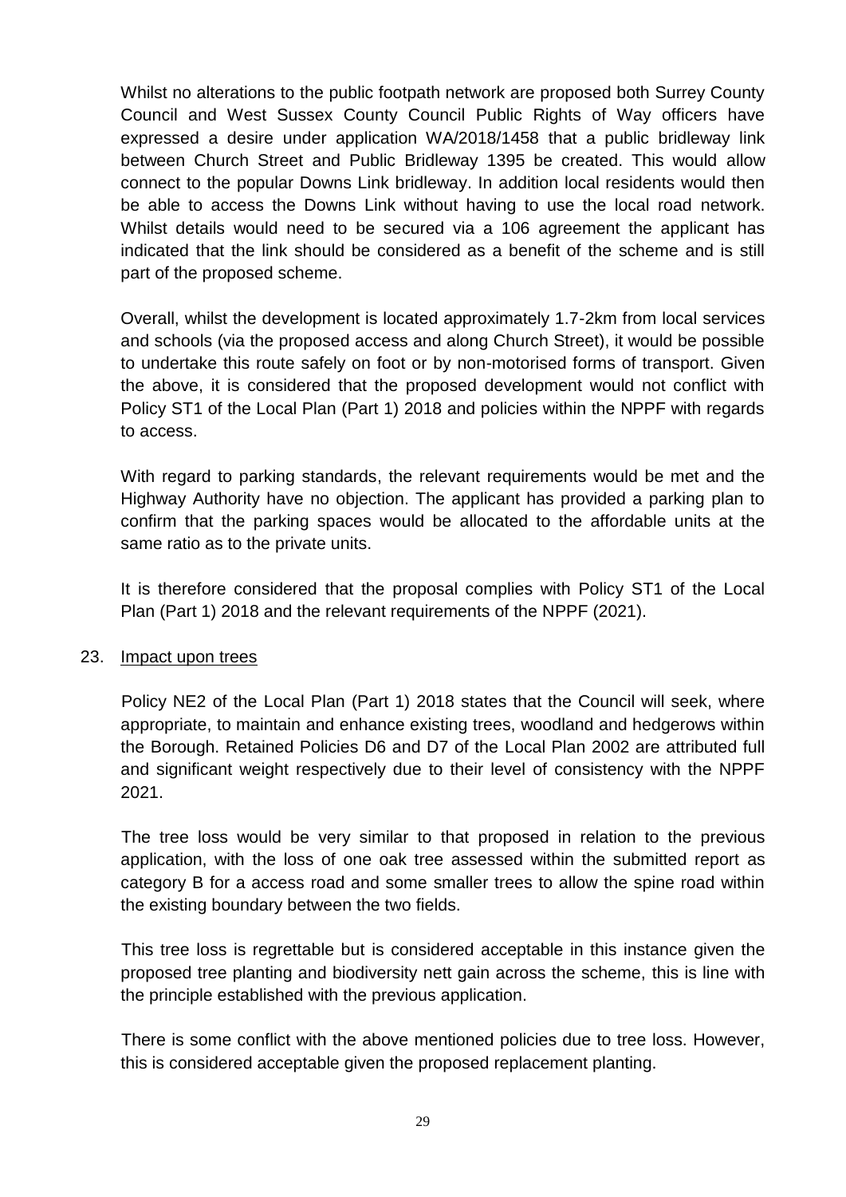Whilst no alterations to the public footpath network are proposed both Surrey County Council and West Sussex County Council Public Rights of Way officers have expressed a desire under application WA/2018/1458 that a public bridleway link between Church Street and Public Bridleway 1395 be created. This would allow connect to the popular Downs Link bridleway. In addition local residents would then be able to access the Downs Link without having to use the local road network. Whilst details would need to be secured via a 106 agreement the applicant has indicated that the link should be considered as a benefit of the scheme and is still part of the proposed scheme.

Overall, whilst the development is located approximately 1.7-2km from local services and schools (via the proposed access and along Church Street), it would be possible to undertake this route safely on foot or by non-motorised forms of transport. Given the above, it is considered that the proposed development would not conflict with Policy ST1 of the Local Plan (Part 1) 2018 and policies within the NPPF with regards to access.

With regard to parking standards, the relevant requirements would be met and the Highway Authority have no objection. The applicant has provided a parking plan to confirm that the parking spaces would be allocated to the affordable units at the same ratio as to the private units.

It is therefore considered that the proposal complies with Policy ST1 of the Local Plan (Part 1) 2018 and the relevant requirements of the NPPF (2021).

23. <u>Impact upon trees</u>

Policy NE2 of the Local Plan (Part 1) 2018 states that the Council will seek, where appropriate, to maintain and enhance existing trees, woodland and hedgerows within the Borough. Retained Policies D6 and D7 of the Local Plan 2002 are attributed full and significant weight respectively due to their level of consistency with the NPPF 2021.

The tree loss would be very similar to that proposed in relation to the previous application, with the loss of one oak tree assessed within the submitted report as category B for a access road and some smaller trees to allow the spine road within the existing boundary between the two fields.

This tree loss is regrettable but is considered acceptable in this instance given the proposed tree planting and biodiversity nett gain across the scheme, this is line with the principle established with the previous application.

There is some conflict with the above mentioned policies due to tree loss. However, this is considered acceptable given the proposed replacement planting.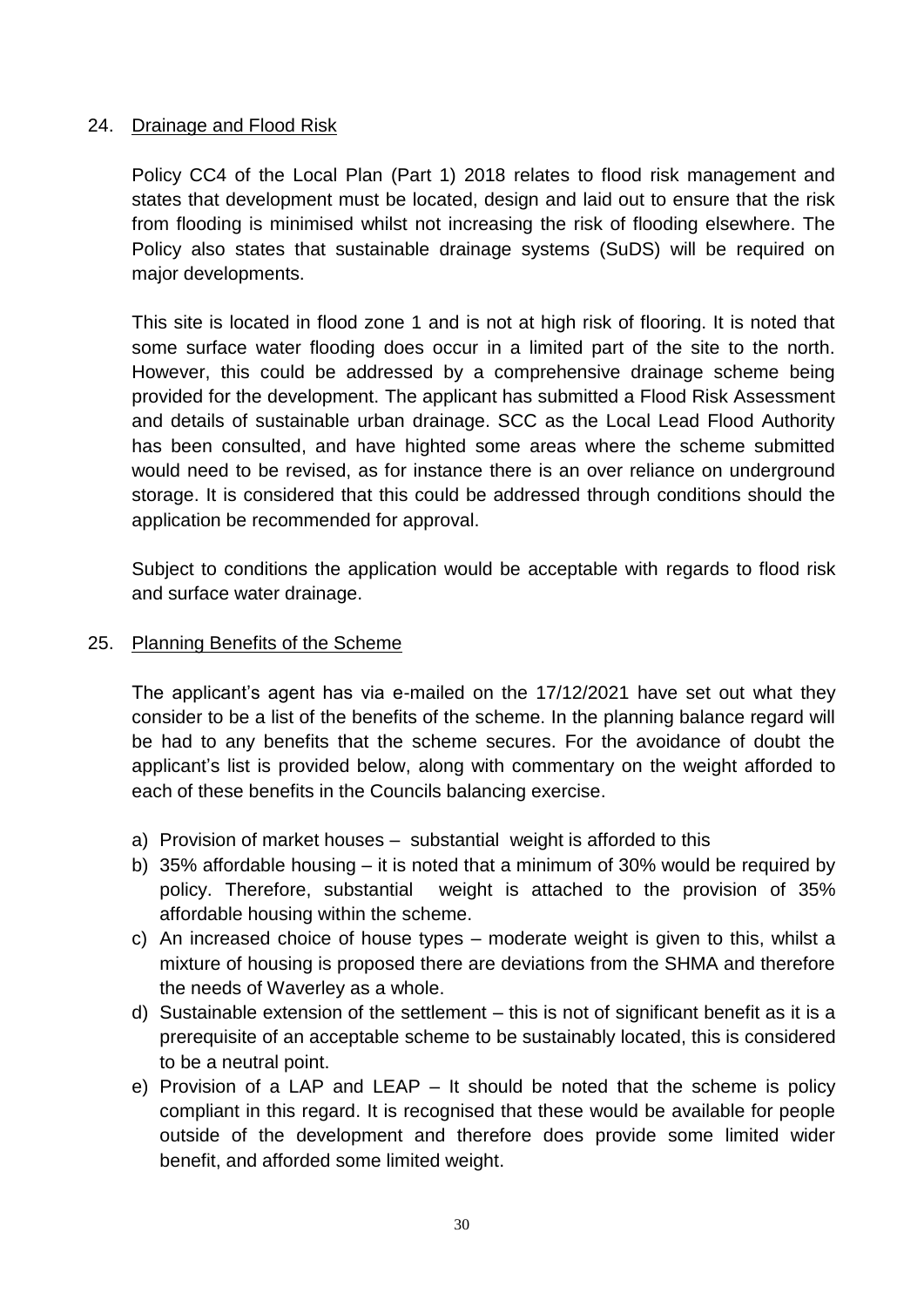## 24. Drainage and Flood Risk

Policy CC4 of the Local Plan (Part 1) 2018 relates to flood risk management and states that development must be located, design and laid out to ensure that the risk from flooding is minimised whilst not increasing the risk of flooding elsewhere. The Policy also states that sustainable drainage systems (SuDS) will be required on major developments.

This site is located in flood zone 1 and is not at high risk of flooring. It is noted that some surface water flooding does occur in a limited part of the site to the north. However, this could be addressed by a comprehensive drainage scheme being provided for the development. The applicant has submitted a Flood Risk Assessment and details of sustainable urban drainage. SCC as the Local Lead Flood Authority has been consulted, and have highted some areas where the scheme submitted would need to be revised, as for instance there is an over reliance on underground storage. It is considered that this could be addressed through conditions should the application be recommended for approval.

Subject to conditions the application would be acceptable with regards to flood risk and surface water drainage.

## 25. Planning Benefits of the Scheme

The applicant's agent has via e-mailed on the 17/12/2021 have set out what they consider to be a list of the benefits of the scheme. In the planning balance regard will be had to any benefits that the scheme secures. For the avoidance of doubt the applicant's list is provided below, along with commentary on the weight afforded to each of these benefits in the Councils balancing exercise.

a) Provision of market houses – substantial weight is afforded to this
b) 35% affordable housing – it is noted that a minimum of 30% would be required by policy. Therefore, substantial weight is attached to the provision of 35% affordable housing within the scheme.
c) An increased choice of house types – moderate weight is given to this, whilst a mixture of housing is proposed there are deviations from the SHMA and therefore the needs of Waverley as a whole.
d) Sustainable extension of the settlement – this is not of significant benefit as it is a prerequisite of an acceptable scheme to be sustainably located, this is considered to be a neutral point.
e) Provision of a LAP and LEAP – It should be noted that the scheme is policy compliant in this regard. It is recognised that these would be available for people outside of the development and therefore does provide some limited wider benefit, and afforded some limited weight.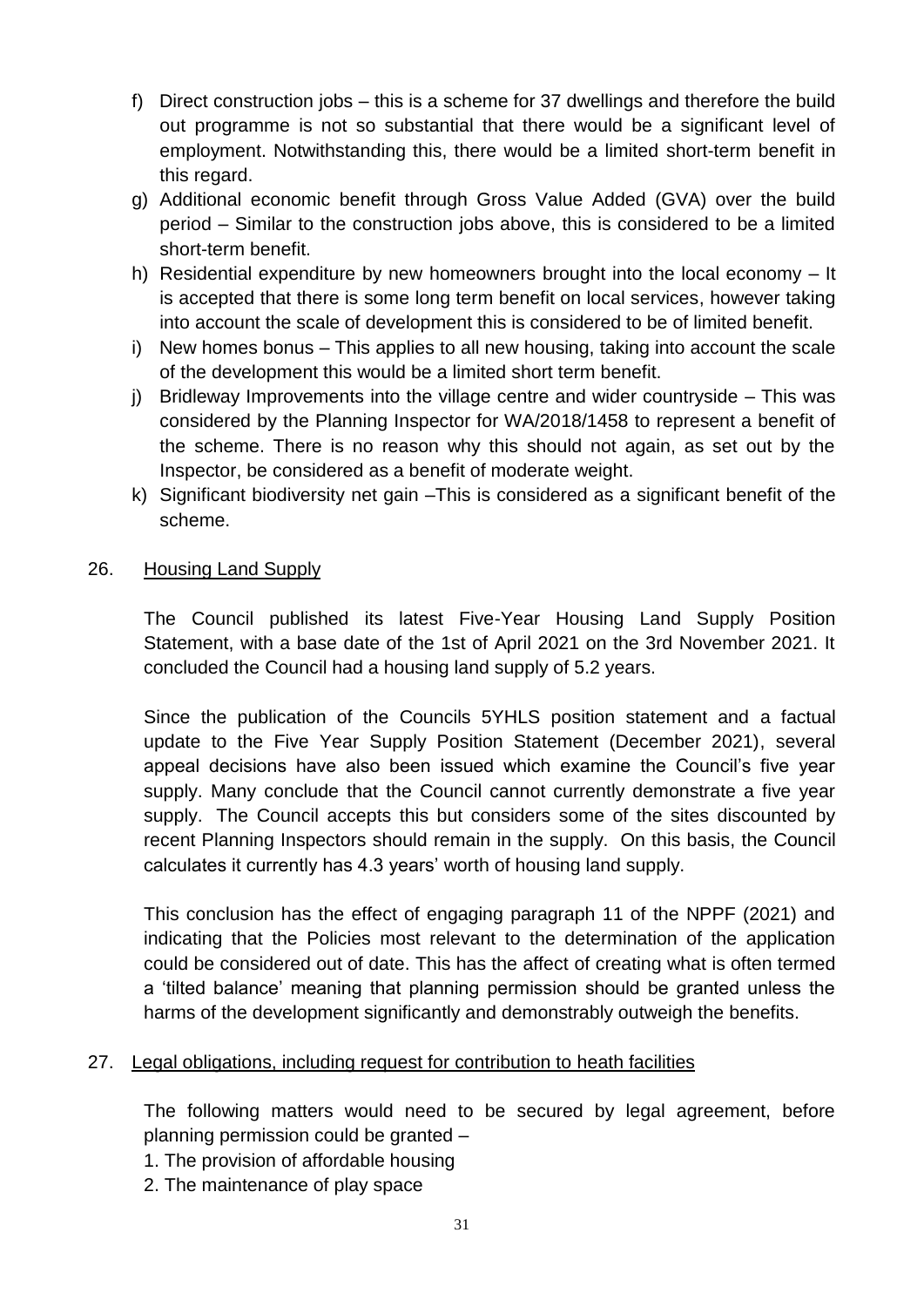f) Direct construction jobs – this is a scheme for 37 dwellings and therefore the build out programme is not so substantial that there would be a significant level of employment. Notwithstanding this, there would be a limited short-term benefit in this regard.
g) Additional economic benefit through Gross Value Added (GVA) over the build period – Similar to the construction jobs above, this is considered to be a limited short-term benefit.
h) Residential expenditure by new homeowners brought into the local economy – It is accepted that there is some long term benefit on local services, however taking into account the scale of development this is considered to be of limited benefit.
i) New homes bonus – This applies to all new housing, taking into account the scale of the development this would be a limited short term benefit.
j) Bridleway Improvements into the village centre and wider countryside – This was considered by the Planning Inspector for WA/2018/1458 to represent a benefit of the scheme. There is no reason why this should not again, as set out by the Inspector, be considered as a benefit of moderate weight.
k) Significant biodiversity net gain –This is considered as a significant benefit of the scheme.

26. Housing Land Supply

The Council published its latest Five-Year Housing Land Supply Position Statement, with a base date of the 1st of April 2021 on the 3rd November 2021. It concluded the Council had a housing land supply of 5.2 years.

Since the publication of the Councils 5YHLS position statement and a factual update to the Five Year Supply Position Statement (December 2021), several appeal decisions have also been issued which examine the Council's five year supply. Many conclude that the Council cannot currently demonstrate a five year supply. The Council accepts this but considers some of the sites discounted by recent Planning Inspectors should remain in the supply. On this basis, the Council calculates it currently has 4.3 years' worth of housing land supply.

This conclusion has the effect of engaging paragraph 11 of the NPPF (2021) and indicating that the Policies most relevant to the determination of the application could be considered out of date. This has the affect of creating what is often termed a 'tilted balance' meaning that planning permission should be granted unless the harms of the development significantly and demonstrably outweigh the benefits.

27. Legal obligations, including request for contribution to heath facilities

The following matters would need to be secured by legal agreement, before planning permission could be granted –

1. The provision of affordable housing
2. The maintenance of play space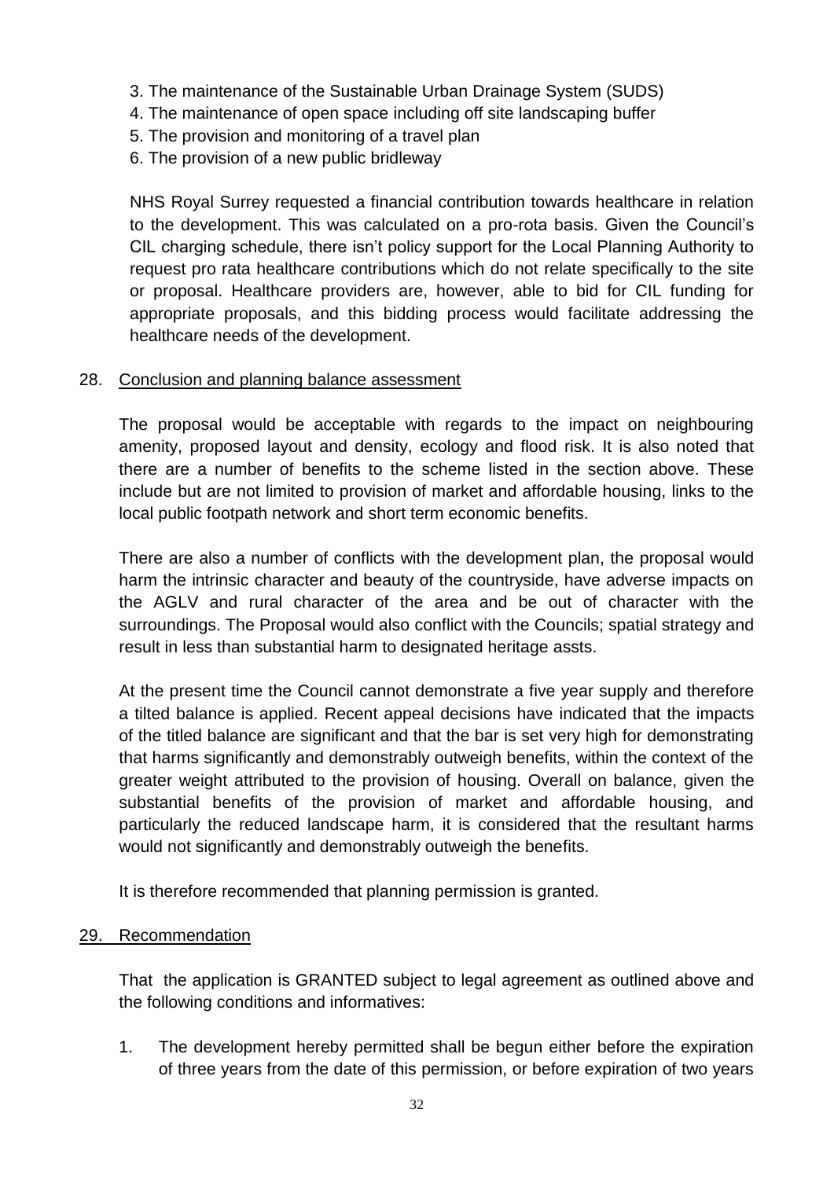3. The maintenance of the Sustainable Urban Drainage System (SUDS)
4. The maintenance of open space including off site landscaping buffer
5. The provision and monitoring of a travel plan
6. The provision of a new public bridleway

NHS Royal Surrey requested a financial contribution towards healthcare in relation to the development. This was calculated on a pro-rota basis. Given the Council's CIL charging schedule, there isn't policy support for the Local Planning Authority to request pro rata healthcare contributions which do not relate specifically to the site or proposal. Healthcare providers are, however, able to bid for CIL funding for appropriate proposals, and this bidding process would facilitate addressing the healthcare needs of the development.

28. Conclusion and planning balance assessment

The proposal would be acceptable with regards to the impact on neighbouring amenity, proposed layout and density, ecology and flood risk. It is also noted that there are a number of benefits to the scheme listed in the section above. These include but are not limited to provision of market and affordable housing, links to the local public footpath network and short term economic benefits.

There are also a number of conflicts with the development plan, the proposal would harm the intrinsic character and beauty of the countryside, have adverse impacts on the AGLV and rural character of the area and be out of character with the surroundings. The Proposal would also conflict with the Councils; spatial strategy and result in less than substantial harm to designated heritage assts.

At the present time the Council cannot demonstrate a five year supply and therefore a tilted balance is applied. Recent appeal decisions have indicated that the impacts of the titled balance are significant and that the bar is set very high for demonstrating that harms significantly and demonstrably outweigh benefits, within the context of the greater weight attributed to the provision of housing. Overall on balance, given the substantial benefits of the provision of market and affordable housing, and particularly the reduced landscape harm, it is considered that the resultant harms would not significantly and demonstrably outweigh the benefits.

It is therefore recommended that planning permission is granted.

29. Recommendation

That the application is GRANTED subject to legal agreement as outlined above and the following conditions and informatives:

1. The development hereby permitted shall be begun either before the expiration of three years from the date of this permission, or before expiration of two years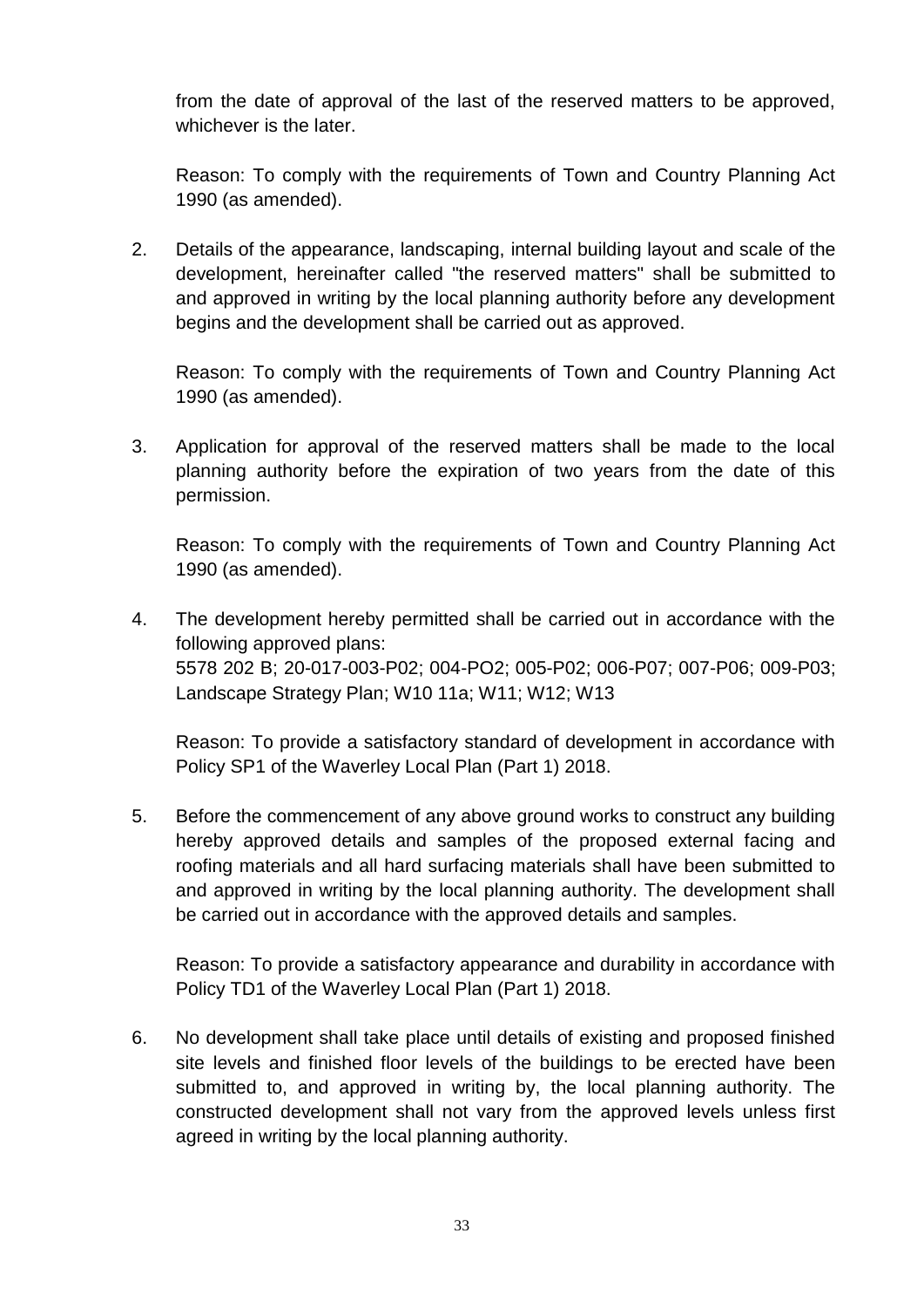from the date of approval of the last of the reserved matters to be approved, whichever is the later.

Reason: To comply with the requirements of Town and Country Planning Act 1990 (as amended).

2. Details of the appearance, landscaping, internal building layout and scale of the development, hereinafter called "the reserved matters" shall be submitted to and approved in writing by the local planning authority before any development begins and the development shall be carried out as approved.

   Reason: To comply with the requirements of Town and Country Planning Act 1990 (as amended).

3. Application for approval of the reserved matters shall be made to the local planning authority before the expiration of two years from the date of this permission.

   Reason: To comply with the requirements of Town and Country Planning Act 1990 (as amended).

4. The development hereby permitted shall be carried out in accordance with the following approved plans:
   5578 202 B; 20-017-003-P02; 004-PO2; 005-P02; 006-P07; 007-P06; 009-P03; Landscape Strategy Plan; W10 11a; W11; W12; W13

   Reason: To provide a satisfactory standard of development in accordance with Policy SP1 of the Waverley Local Plan (Part 1) 2018.

5. Before the commencement of any above ground works to construct any building hereby approved details and samples of the proposed external facing and roofing materials and all hard surfacing materials shall have been submitted to and approved in writing by the local planning authority. The development shall be carried out in accordance with the approved details and samples.

   Reason: To provide a satisfactory appearance and durability in accordance with Policy TD1 of the Waverley Local Plan (Part 1) 2018.

6. No development shall take place until details of existing and proposed finished site levels and finished floor levels of the buildings to be erected have been submitted to, and approved in writing by, the local planning authority. The constructed development shall not vary from the approved levels unless first agreed in writing by the local planning authority.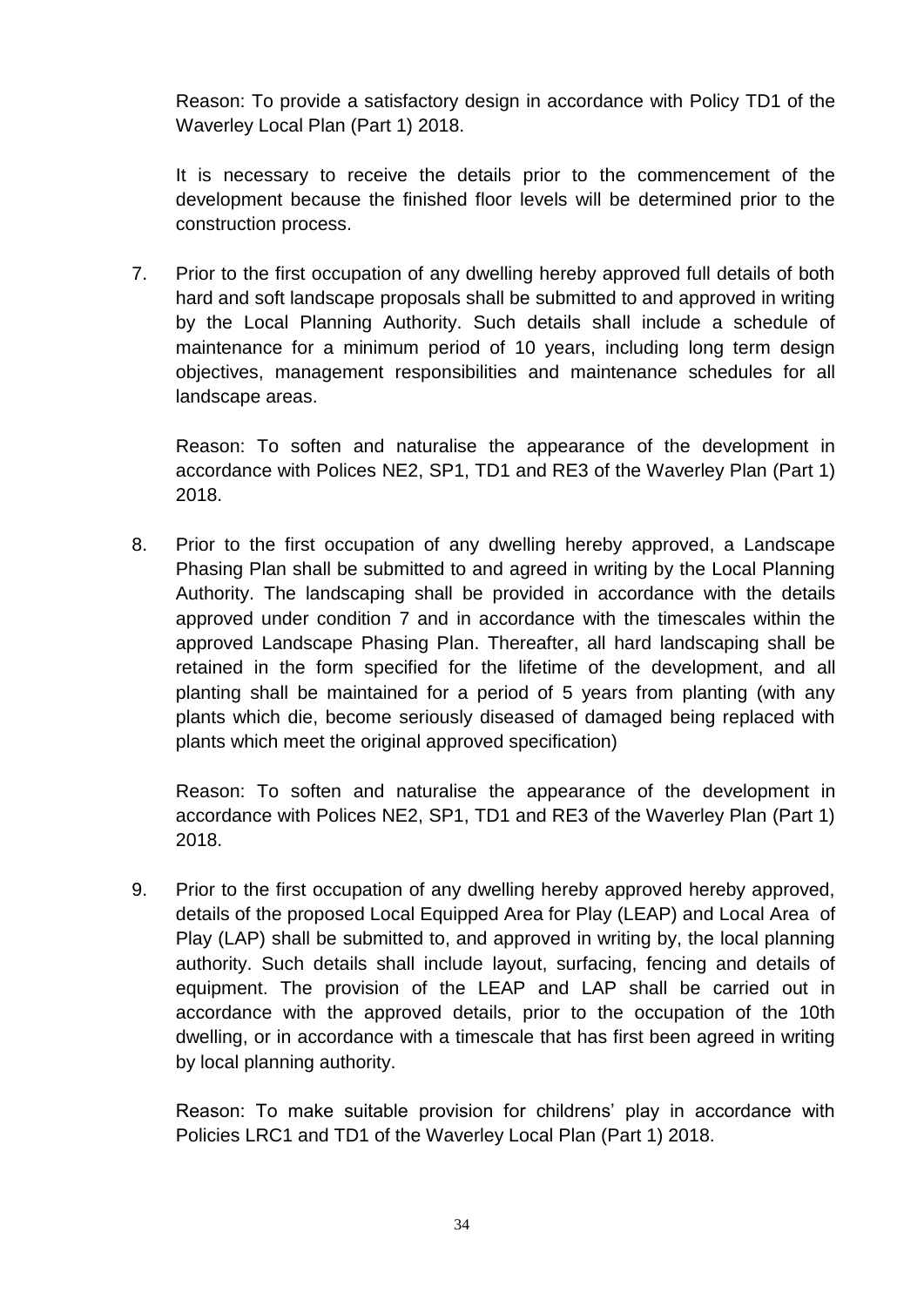Reason: To provide a satisfactory design in accordance with Policy TD1 of the Waverley Local Plan (Part 1) 2018.

It is necessary to receive the details prior to the commencement of the development because the finished floor levels will be determined prior to the construction process.

7. Prior to the first occupation of any dwelling hereby approved full details of both hard and soft landscape proposals shall be submitted to and approved in writing by the Local Planning Authority. Such details shall include a schedule of maintenance for a minimum period of 10 years, including long term design objectives, management responsibilities and maintenance schedules for all landscape areas.

   Reason: To soften and naturalise the appearance of the development in accordance with Polices NE2, SP1, TD1 and RE3 of the Waverley Plan (Part 1) 2018.

8. Prior to the first occupation of any dwelling hereby approved, a Landscape Phasing Plan shall be submitted to and agreed in writing by the Local Planning Authority. The landscaping shall be provided in accordance with the details approved under condition 7 and in accordance with the timescales within the approved Landscape Phasing Plan. Thereafter, all hard landscaping shall be retained in the form specified for the lifetime of the development, and all planting shall be maintained for a period of 5 years from planting (with any plants which die, become seriously diseased of damaged being replaced with plants which meet the original approved specification)

   Reason: To soften and naturalise the appearance of the development in accordance with Polices NE2, SP1, TD1 and RE3 of the Waverley Plan (Part 1) 2018.

9. Prior to the first occupation of any dwelling hereby approved hereby approved, details of the proposed Local Equipped Area for Play (LEAP) and Local Area of Play (LAP) shall be submitted to, and approved in writing by, the local planning authority. Such details shall include layout, surfacing, fencing and details of equipment. The provision of the LEAP and LAP shall be carried out in accordance with the approved details, prior to the occupation of the 10th dwelling, or in accordance with a timescale that has first been agreed in writing by local planning authority.

   Reason: To make suitable provision for childrens' play in accordance with Policies LRC1 and TD1 of the Waverley Local Plan (Part 1) 2018.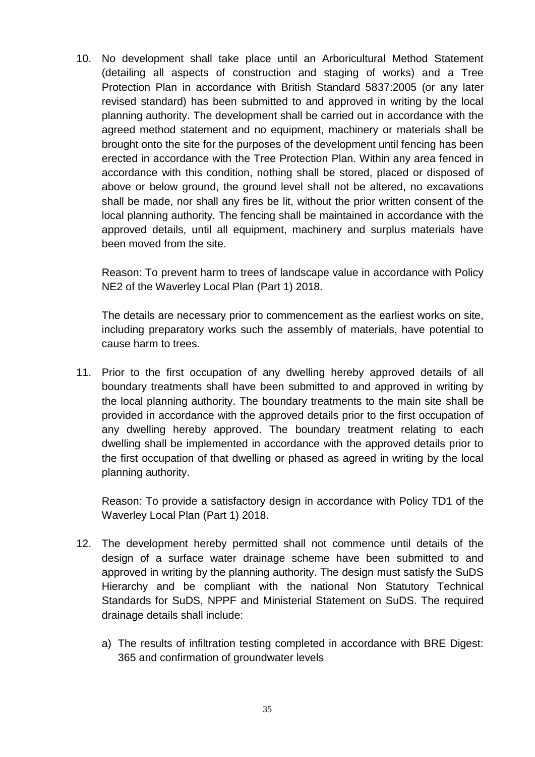10. No development shall take place until an Arboricultural Method Statement (detailing all aspects of construction and staging of works) and a Tree Protection Plan in accordance with British Standard 5837:2005 (or any later revised standard) has been submitted to and approved in writing by the local planning authority. The development shall be carried out in accordance with the agreed method statement and no equipment, machinery or materials shall be brought onto the site for the purposes of the development until fencing has been erected in accordance with the Tree Protection Plan. Within any area fenced in accordance with this condition, nothing shall be stored, placed or disposed of above or below ground, the ground level shall not be altered, no excavations shall be made, nor shall any fires be lit, without the prior written consent of the local planning authority. The fencing shall be maintained in accordance with the approved details, until all equipment, machinery and surplus materials have been moved from the site.

    Reason: To prevent harm to trees of landscape value in accordance with Policy NE2 of the Waverley Local Plan (Part 1) 2018.

    The details are necessary prior to commencement as the earliest works on site, including preparatory works such the assembly of materials, have potential to cause harm to trees.

11. Prior to the first occupation of any dwelling hereby approved details of all boundary treatments shall have been submitted to and approved in writing by the local planning authority. The boundary treatments to the main site shall be provided in accordance with the approved details prior to the first occupation of any dwelling hereby approved. The boundary treatment relating to each dwelling shall be implemented in accordance with the approved details prior to the first occupation of that dwelling or phased as agreed in writing by the local planning authority.

    Reason: To provide a satisfactory design in accordance with Policy TD1 of the Waverley Local Plan (Part 1) 2018.

12. The development hereby permitted shall not commence until details of the design of a surface water drainage scheme have been submitted to and approved in writing by the planning authority. The design must satisfy the SuDS Hierarchy and be compliant with the national Non Statutory Technical Standards for SuDS, NPPF and Ministerial Statement on SuDS. The required drainage details shall include:

    a) The results of infiltration testing completed in accordance with BRE Digest: 365 and confirmation of groundwater levels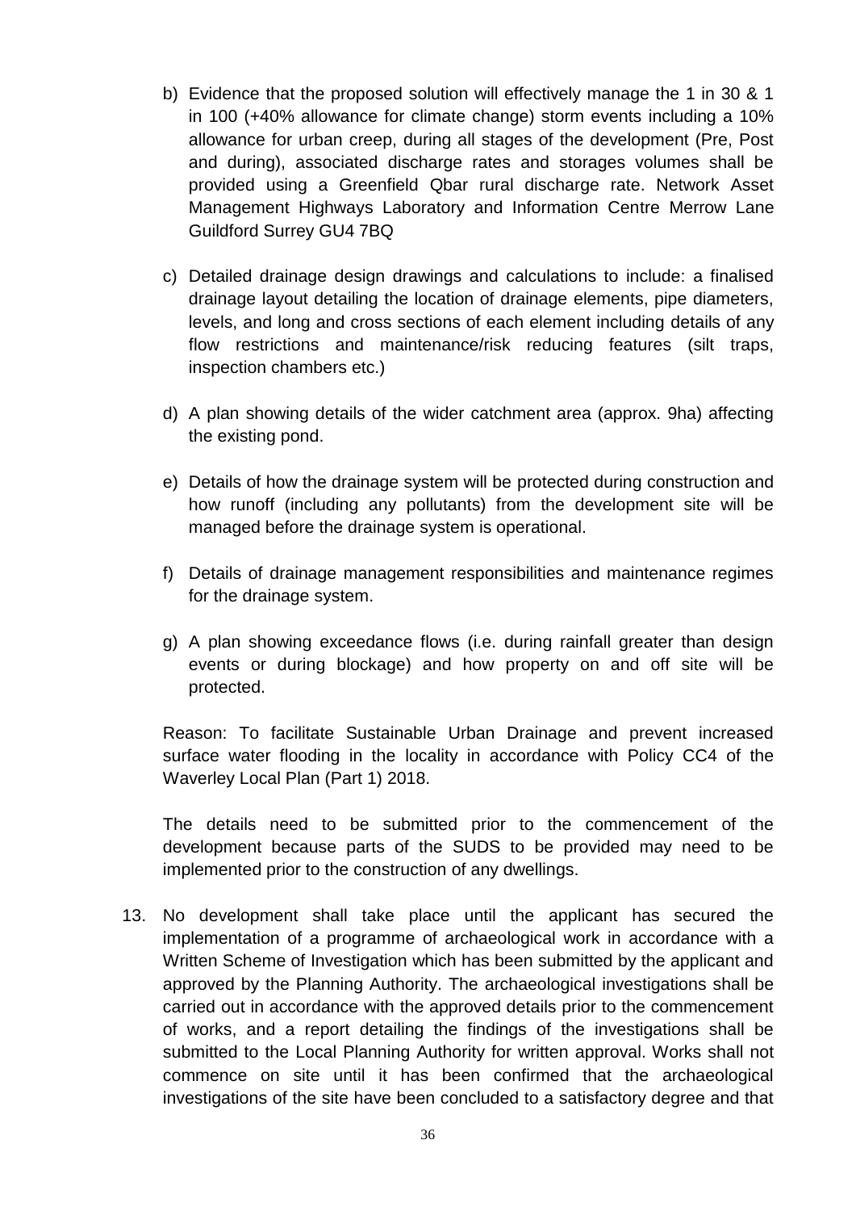b) Evidence that the proposed solution will effectively manage the 1 in 30 & 1 in 100 (+40% allowance for climate change) storm events including a 10% allowance for urban creep, during all stages of the development (Pre, Post and during), associated discharge rates and storages volumes shall be provided using a Greenfield Qbar rural discharge rate. Network Asset Management Highways Laboratory and Information Centre Merrow Lane Guildford Surrey GU4 7BQ

c) Detailed drainage design drawings and calculations to include: a finalised drainage layout detailing the location of drainage elements, pipe diameters, levels, and long and cross sections of each element including details of any flow restrictions and maintenance/risk reducing features (silt traps, inspection chambers etc.)

d) A plan showing details of the wider catchment area (approx. 9ha) affecting the existing pond.

e) Details of how the drainage system will be protected during construction and how runoff (including any pollutants) from the development site will be managed before the drainage system is operational.

f) Details of drainage management responsibilities and maintenance regimes for the drainage system.

g) A plan showing exceedance flows (i.e. during rainfall greater than design events or during blockage) and how property on and off site will be protected.

Reason: To facilitate Sustainable Urban Drainage and prevent increased surface water flooding in the locality in accordance with Policy CC4 of the Waverley Local Plan (Part 1) 2018.

The details need to be submitted prior to the commencement of the development because parts of the SUDS to be provided may need to be implemented prior to the construction of any dwellings.

13. No development shall take place until the applicant has secured the implementation of a programme of archaeological work in accordance with a Written Scheme of Investigation which has been submitted by the applicant and approved by the Planning Authority. The archaeological investigations shall be carried out in accordance with the approved details prior to the commencement of works, and a report detailing the findings of the investigations shall be submitted to the Local Planning Authority for written approval. Works shall not commence on site until it has been confirmed that the archaeological investigations of the site have been concluded to a satisfactory degree and that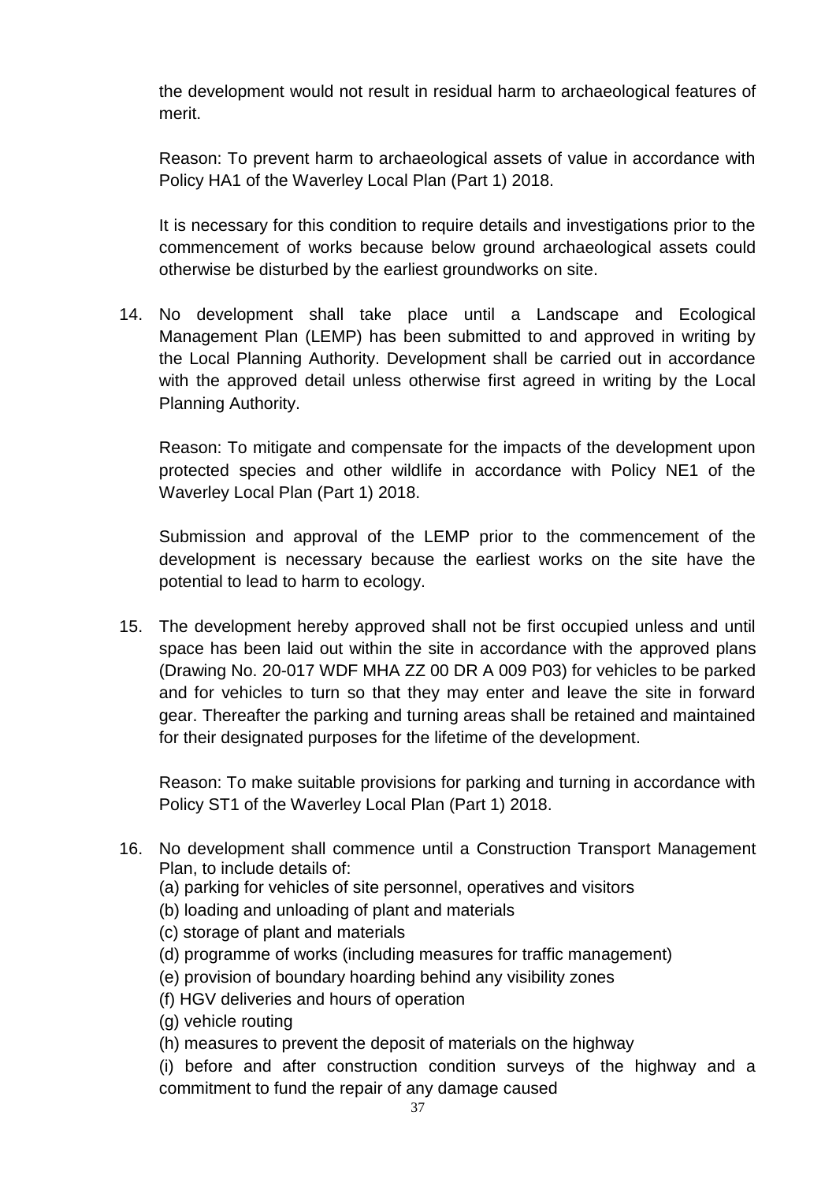the development would not result in residual harm to archaeological features of merit.

Reason: To prevent harm to archaeological assets of value in accordance with Policy HA1 of the Waverley Local Plan (Part 1) 2018.

It is necessary for this condition to require details and investigations prior to the commencement of works because below ground archaeological assets could otherwise be disturbed by the earliest groundworks on site.

14. No development shall take place until a Landscape and Ecological Management Plan (LEMP) has been submitted to and approved in writing by the Local Planning Authority. Development shall be carried out in accordance with the approved detail unless otherwise first agreed in writing by the Local Planning Authority.

    Reason: To mitigate and compensate for the impacts of the development upon protected species and other wildlife in accordance with Policy NE1 of the Waverley Local Plan (Part 1) 2018.

    Submission and approval of the LEMP prior to the commencement of the development is necessary because the earliest works on the site have the potential to lead to harm to ecology.

15. The development hereby approved shall not be first occupied unless and until space has been laid out within the site in accordance with the approved plans (Drawing No. 20-017 WDF MHA ZZ 00 DR A 009 P03) for vehicles to be parked and for vehicles to turn so that they may enter and leave the site in forward gear. Thereafter the parking and turning areas shall be retained and maintained for their designated purposes for the lifetime of the development.

    Reason: To make suitable provisions for parking and turning in accordance with Policy ST1 of the Waverley Local Plan (Part 1) 2018.

16. No development shall commence until a Construction Transport Management Plan, to include details of:
    (a) parking for vehicles of site personnel, operatives and visitors
    (b) loading and unloading of plant and materials
    (c) storage of plant and materials
    (d) programme of works (including measures for traffic management)
    (e) provision of boundary hoarding behind any visibility zones
    (f) HGV deliveries and hours of operation
    (g) vehicle routing
    (h) measures to prevent the deposit of materials on the highway
    (i) before and after construction condition surveys of the highway and a commitment to fund the repair of any damage caused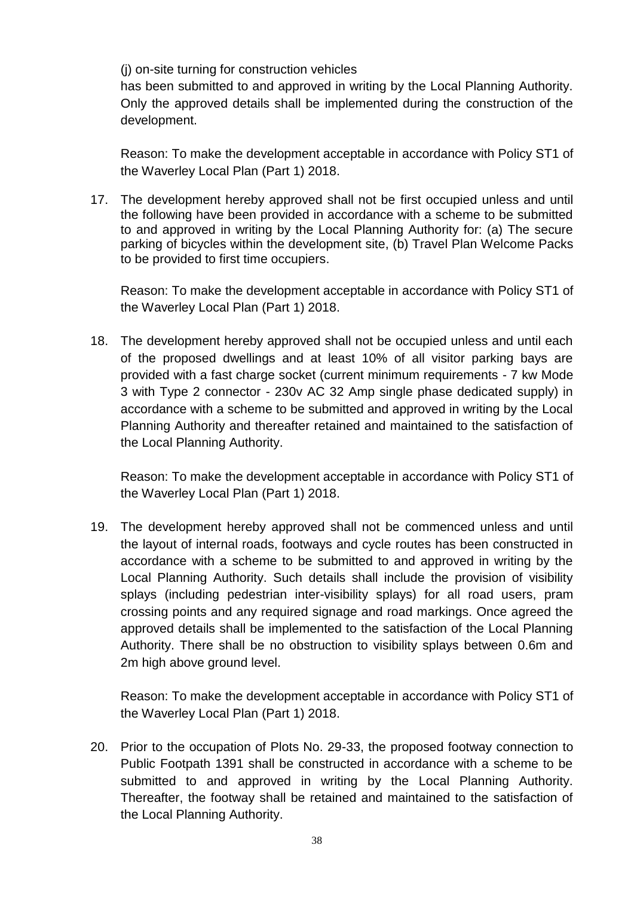(j) on-site turning for construction vehicles

has been submitted to and approved in writing by the Local Planning Authority. Only the approved details shall be implemented during the construction of the development.

Reason: To make the development acceptable in accordance with Policy ST1 of the Waverley Local Plan (Part 1) 2018.

17. The development hereby approved shall not be first occupied unless and until the following have been provided in accordance with a scheme to be submitted to and approved in writing by the Local Planning Authority for: (a) The secure parking of bicycles within the development site, (b) Travel Plan Welcome Packs to be provided to first time occupiers.

    Reason: To make the development acceptable in accordance with Policy ST1 of the Waverley Local Plan (Part 1) 2018.

18. The development hereby approved shall not be occupied unless and until each of the proposed dwellings and at least 10% of all visitor parking bays are provided with a fast charge socket (current minimum requirements - 7 kw Mode 3 with Type 2 connector - 230v AC 32 Amp single phase dedicated supply) in accordance with a scheme to be submitted and approved in writing by the Local Planning Authority and thereafter retained and maintained to the satisfaction of the Local Planning Authority.

    Reason: To make the development acceptable in accordance with Policy ST1 of the Waverley Local Plan (Part 1) 2018.

19. The development hereby approved shall not be commenced unless and until the layout of internal roads, footways and cycle routes has been constructed in accordance with a scheme to be submitted to and approved in writing by the Local Planning Authority. Such details shall include the provision of visibility splays (including pedestrian inter-visibility splays) for all road users, pram crossing points and any required signage and road markings. Once agreed the approved details shall be implemented to the satisfaction of the Local Planning Authority. There shall be no obstruction to visibility splays between 0.6m and 2m high above ground level.

    Reason: To make the development acceptable in accordance with Policy ST1 of the Waverley Local Plan (Part 1) 2018.

20. Prior to the occupation of Plots No. 29-33, the proposed footway connection to Public Footpath 1391 shall be constructed in accordance with a scheme to be submitted to and approved in writing by the Local Planning Authority. Thereafter, the footway shall be retained and maintained to the satisfaction of the Local Planning Authority.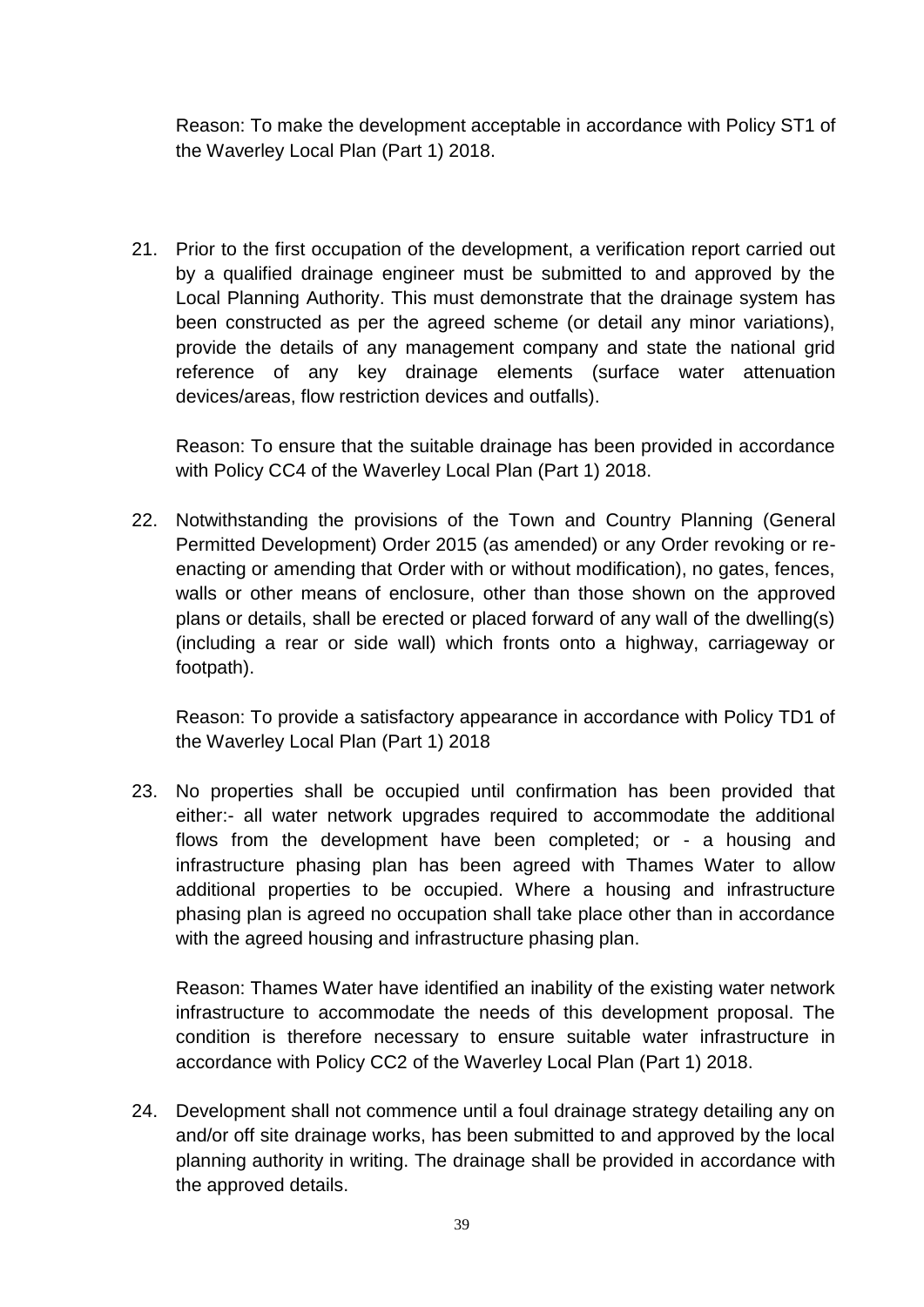Reason: To make the development acceptable in accordance with Policy ST1 of the Waverley Local Plan (Part 1) 2018.

21. Prior to the first occupation of the development, a verification report carried out by a qualified drainage engineer must be submitted to and approved by the Local Planning Authority. This must demonstrate that the drainage system has been constructed as per the agreed scheme (or detail any minor variations), provide the details of any management company and state the national grid reference of any key drainage elements (surface water attenuation devices/areas, flow restriction devices and outfalls).

    Reason: To ensure that the suitable drainage has been provided in accordance with Policy CC4 of the Waverley Local Plan (Part 1) 2018.

22. Notwithstanding the provisions of the Town and Country Planning (General Permitted Development) Order 2015 (as amended) or any Order revoking or re-enacting or amending that Order with or without modification), no gates, fences, walls or other means of enclosure, other than those shown on the approved plans or details, shall be erected or placed forward of any wall of the dwelling(s) (including a rear or side wall) which fronts onto a highway, carriageway or footpath).

    Reason: To provide a satisfactory appearance in accordance with Policy TD1 of the Waverley Local Plan (Part 1) 2018

23. No properties shall be occupied until confirmation has been provided that either:- all water network upgrades required to accommodate the additional flows from the development have been completed; or - a housing and infrastructure phasing plan has been agreed with Thames Water to allow additional properties to be occupied. Where a housing and infrastructure phasing plan is agreed no occupation shall take place other than in accordance with the agreed housing and infrastructure phasing plan.

    Reason: Thames Water have identified an inability of the existing water network infrastructure to accommodate the needs of this development proposal. The condition is therefore necessary to ensure suitable water infrastructure in accordance with Policy CC2 of the Waverley Local Plan (Part 1) 2018.

24. Development shall not commence until a foul drainage strategy detailing any on and/or off site drainage works, has been submitted to and approved by the local planning authority in writing. The drainage shall be provided in accordance with the approved details.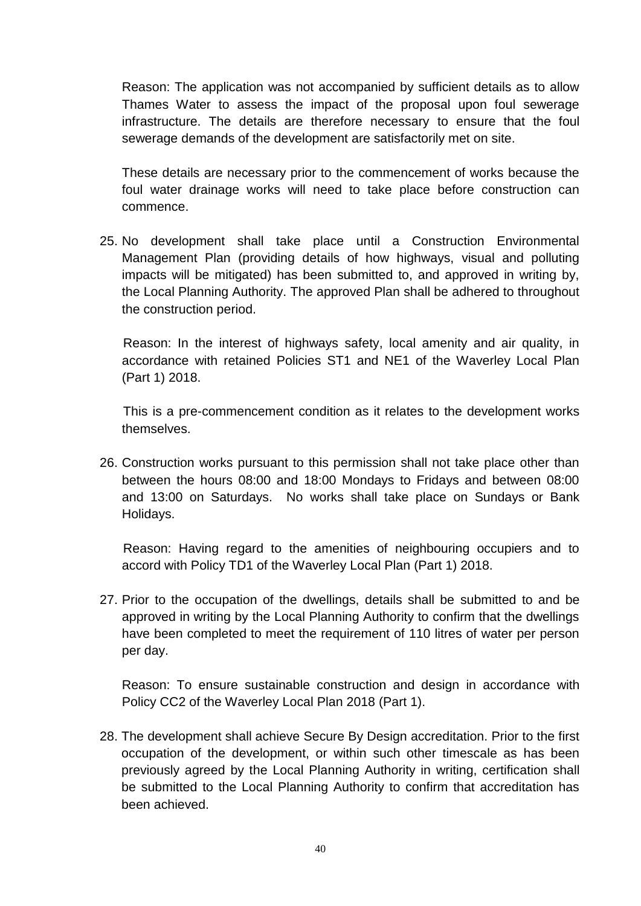Reason: The application was not accompanied by sufficient details as to allow Thames Water to assess the impact of the proposal upon foul sewerage infrastructure. The details are therefore necessary to ensure that the foul sewerage demands of the development are satisfactorily met on site.

These details are necessary prior to the commencement of works because the foul water drainage works will need to take place before construction can commence.

25. No development shall take place until a Construction Environmental Management Plan (providing details of how highways, visual and polluting impacts will be mitigated) has been submitted to, and approved in writing by, the Local Planning Authority. The approved Plan shall be adhered to throughout the construction period.

   Reason: In the interest of highways safety, local amenity and air quality, in accordance with retained Policies ST1 and NE1 of the Waverley Local Plan (Part 1) 2018.

   This is a pre-commencement condition as it relates to the development works themselves.

26. Construction works pursuant to this permission shall not take place other than between the hours 08:00 and 18:00 Mondays to Fridays and between 08:00 and 13:00 on Saturdays. No works shall take place on Sundays or Bank Holidays.

   Reason: Having regard to the amenities of neighbouring occupiers and to accord with Policy TD1 of the Waverley Local Plan (Part 1) 2018.

27. Prior to the occupation of the dwellings, details shall be submitted to and be approved in writing by the Local Planning Authority to confirm that the dwellings have been completed to meet the requirement of 110 litres of water per person per day.

   Reason: To ensure sustainable construction and design in accordance with Policy CC2 of the Waverley Local Plan 2018 (Part 1).

28. The development shall achieve Secure By Design accreditation. Prior to the first occupation of the development, or within such other timescale as has been previously agreed by the Local Planning Authority in writing, certification shall be submitted to the Local Planning Authority to confirm that accreditation has been achieved.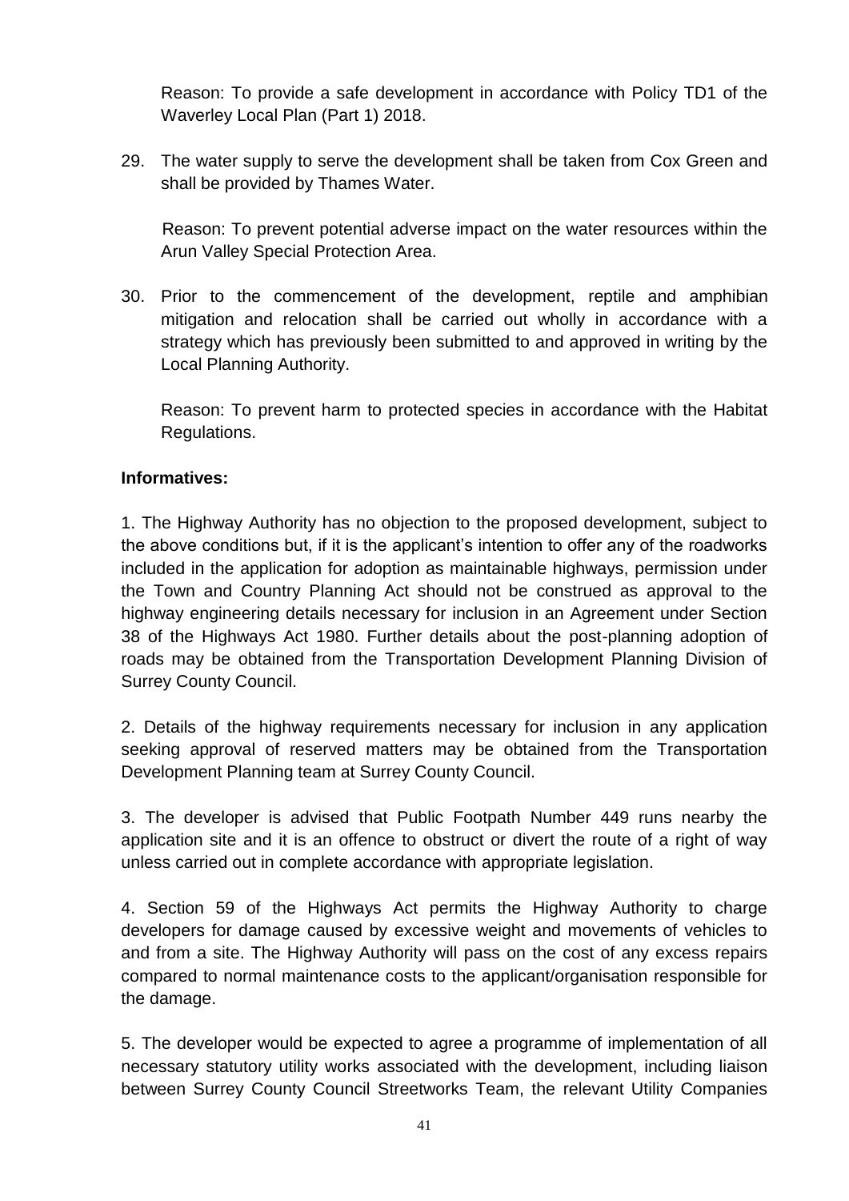Reason: To provide a safe development in accordance with Policy TD1 of the Waverley Local Plan (Part 1) 2018.

29. The water supply to serve the development shall be taken from Cox Green and shall be provided by Thames Water.

    Reason: To prevent potential adverse impact on the water resources within the Arun Valley Special Protection Area.

30. Prior to the commencement of the development, reptile and amphibian mitigation and relocation shall be carried out wholly in accordance with a strategy which has previously been submitted to and approved in writing by the Local Planning Authority.

    Reason: To prevent harm to protected species in accordance with the Habitat Regulations.

**Informatives:**

1. The Highway Authority has no objection to the proposed development, subject to the above conditions but, if it is the applicant's intention to offer any of the roadworks included in the application for adoption as maintainable highways, permission under the Town and Country Planning Act should not be construed as approval to the highway engineering details necessary for inclusion in an Agreement under Section 38 of the Highways Act 1980. Further details about the post-planning adoption of roads may be obtained from the Transportation Development Planning Division of Surrey County Council.

2. Details of the highway requirements necessary for inclusion in any application seeking approval of reserved matters may be obtained from the Transportation Development Planning team at Surrey County Council.

3. The developer is advised that Public Footpath Number 449 runs nearby the application site and it is an offence to obstruct or divert the route of a right of way unless carried out in complete accordance with appropriate legislation.

4. Section 59 of the Highways Act permits the Highway Authority to charge developers for damage caused by excessive weight and movements of vehicles to and from a site. The Highway Authority will pass on the cost of any excess repairs compared to normal maintenance costs to the applicant/organisation responsible for the damage.

5. The developer would be expected to agree a programme of implementation of all necessary statutory utility works associated with the development, including liaison between Surrey County Council Streetworks Team, the relevant Utility Companies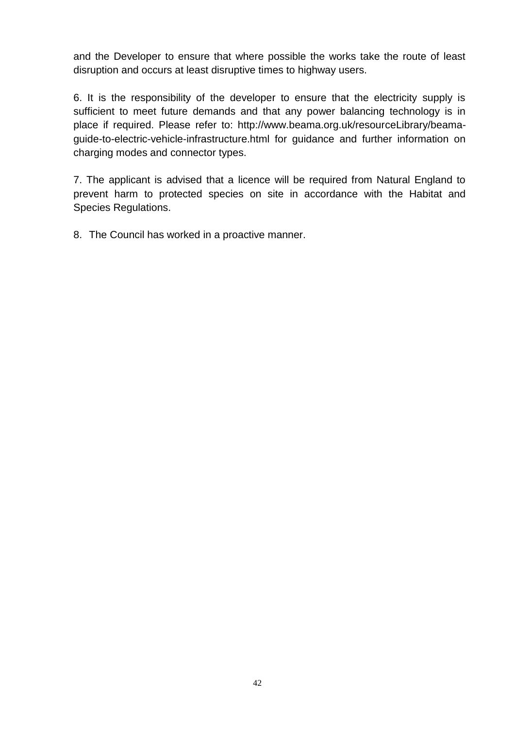and the Developer to ensure that where possible the works take the route of least disruption and occurs at least disruptive times to highway users.

6. It is the responsibility of the developer to ensure that the electricity supply is sufficient to meet future demands and that any power balancing technology is in place if required. Please refer to: http://www.beama.org.uk/resourceLibrary/beama-guide-to-electric-vehicle-infrastructure.html for guidance and further information on charging modes and connector types.

7. The applicant is advised that a licence will be required from Natural England to prevent harm to protected species on site in accordance with the Habitat and Species Regulations.

8. The Council has worked in a proactive manner.